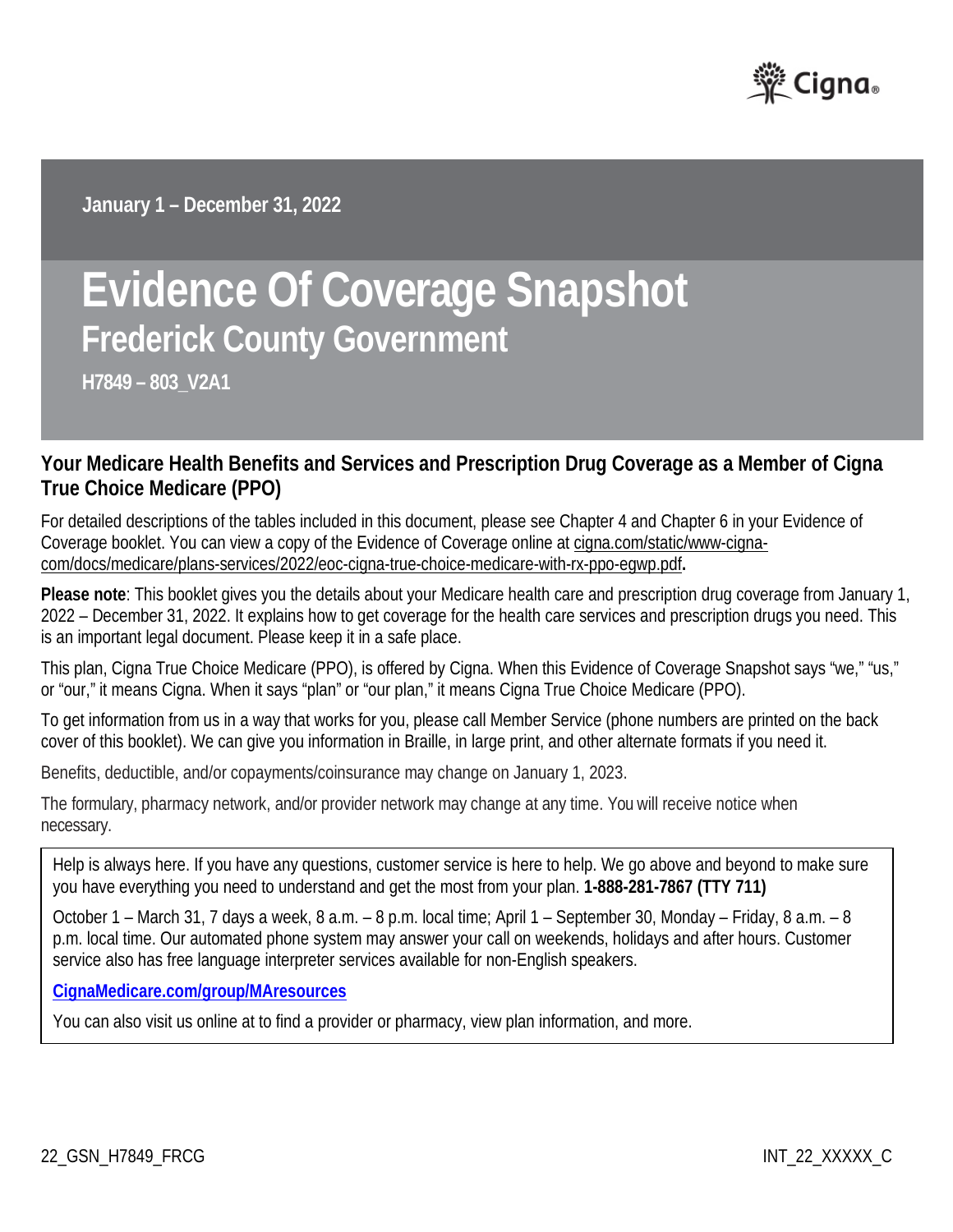January 1 – December 31, 2022

# Evidence Of Coverage Snapshot

## Frederick County Government

**H7849 – 803_V2A1**

### Your Medicare Health Benefits and Services and Prescription Drug Coverage as a Member of Cigna True Choice Medicare (PPO)

For detailed descriptions of the tables included in this document, please see Chapter 4 and Chapter 6 in your Evidence of Coverage booklet. You can view a copy of the Evidence of Coverage online at cigna.com/static/www-cigna-com/docs/medicare/plans-services/2022/eoc-cigna-true-choice-medicare-with-rx-ppo-egwp.pdf**.**

**Please note**: This booklet gives you the details about your Medicare health care and prescription drug coverage from January 1, 2022 – December 31, 2022. It explains how to get coverage for the health care services and prescription drugs you need. This is an important legal document. Please keep it in a safe place.

This plan, Cigna True Choice Medicare (PPO), is offered by Cigna. When this Evidence of Coverage Snapshot says "we," "us," or "our," it means Cigna. When it says "plan" or "our plan," it means Cigna True Choice Medicare (PPO).

To get information from us in a way that works for you, please call Member Service (phone numbers are printed on the back cover of this booklet). We can give you information in Braille, in large print, and other alternate formats if you need it.

Benefits, deductible, and/or copayments/coinsurance may change on January 1, 2023.

The formulary, pharmacy network, and/or provider network may change at any time. You will receive notice when necessary.

Help is always here. If you have any questions, customer service is here to help. We go above and beyond to make sure you have everything you need to understand and get the most from your plan. **1-888-281-7867 (TTY 711)**

October 1 – March 31, 7 days a week, 8 a.m. – 8 p.m. local time; April 1 – September 30, Monday – Friday, 8 a.m. – 8 p.m. local time. Our automated phone system may answer your call on weekends, holidays and after hours. Customer service also has free language interpreter services available for non-English speakers.

**CignaMedicare.com/group/MAresources**

You can also visit us online at to find a provider or pharmacy, view plan information, and more.

22_GSN_H7849_FRCG

INT_22_XXXXX_C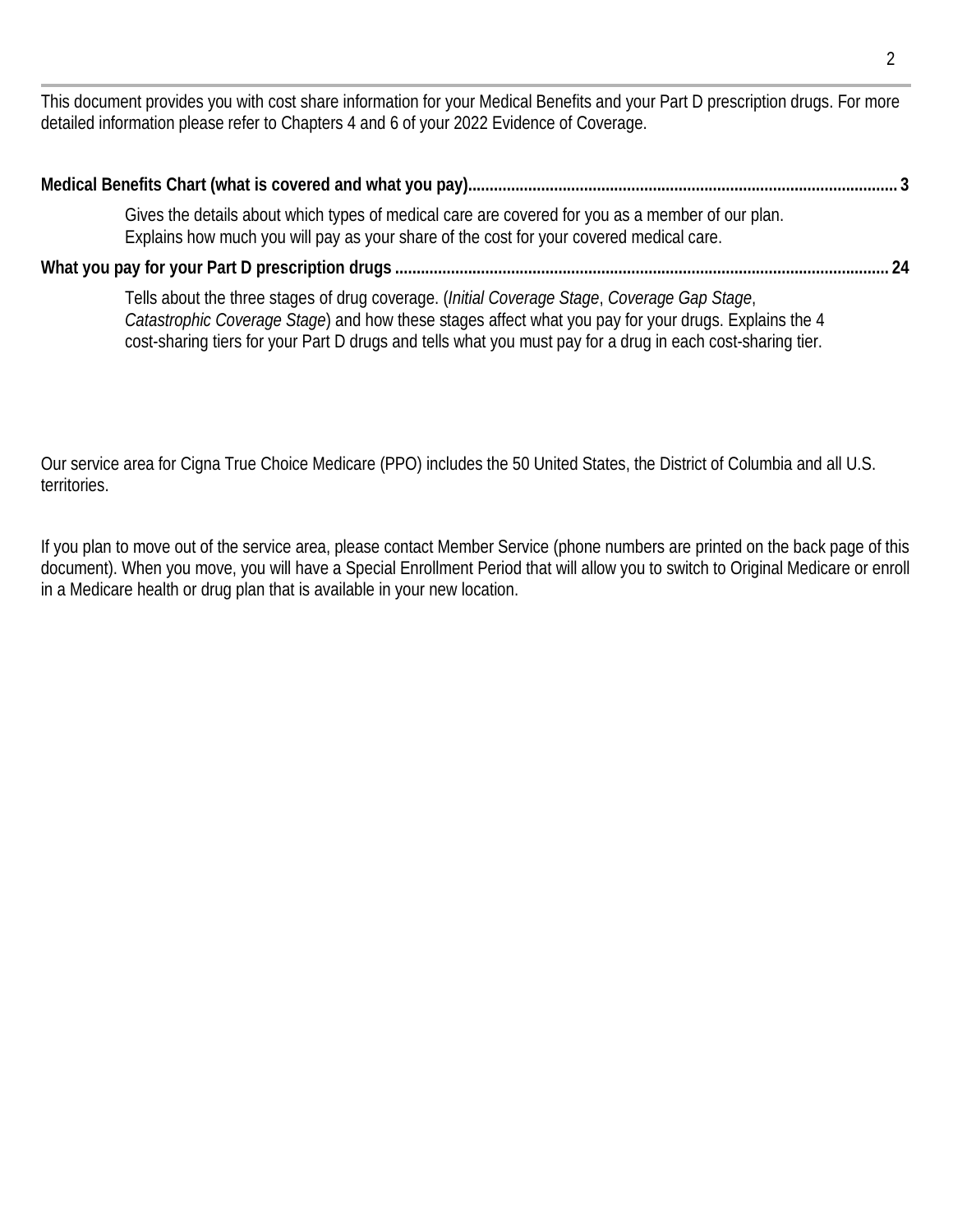This document provides you with cost share information for your Medical Benefits and your Part D prescription drugs. For more detailed information please refer to Chapters 4 and 6 of your 2022 Evidence of Coverage.

**Medical Benefits Chart (what is covered and what you pay)....................................................................................................... 3**

Gives the details about which types of medical care are covered for you as a member of our plan. Explains how much you will pay as your share of the cost for your covered medical care.

**What you pay for your Part D prescription drugs ....................................................................................................................... 24**

Tells about the three stages of drug coverage. (*Initial Coverage Stage*, *Coverage Gap Stage*, *Catastrophic Coverage Stage*) and how these stages affect what you pay for your drugs. Explains the 4 cost-sharing tiers for your Part D drugs and tells what you must pay for a drug in each cost-sharing tier.

Our service area for Cigna True Choice Medicare (PPO) includes the 50 United States, the District of Columbia and all U.S. territories.

If you plan to move out of the service area, please contact Member Service (phone numbers are printed on the back page of this document). When you move, you will have a Special Enrollment Period that will allow you to switch to Original Medicare or enroll in a Medicare health or drug plan that is available in your new location.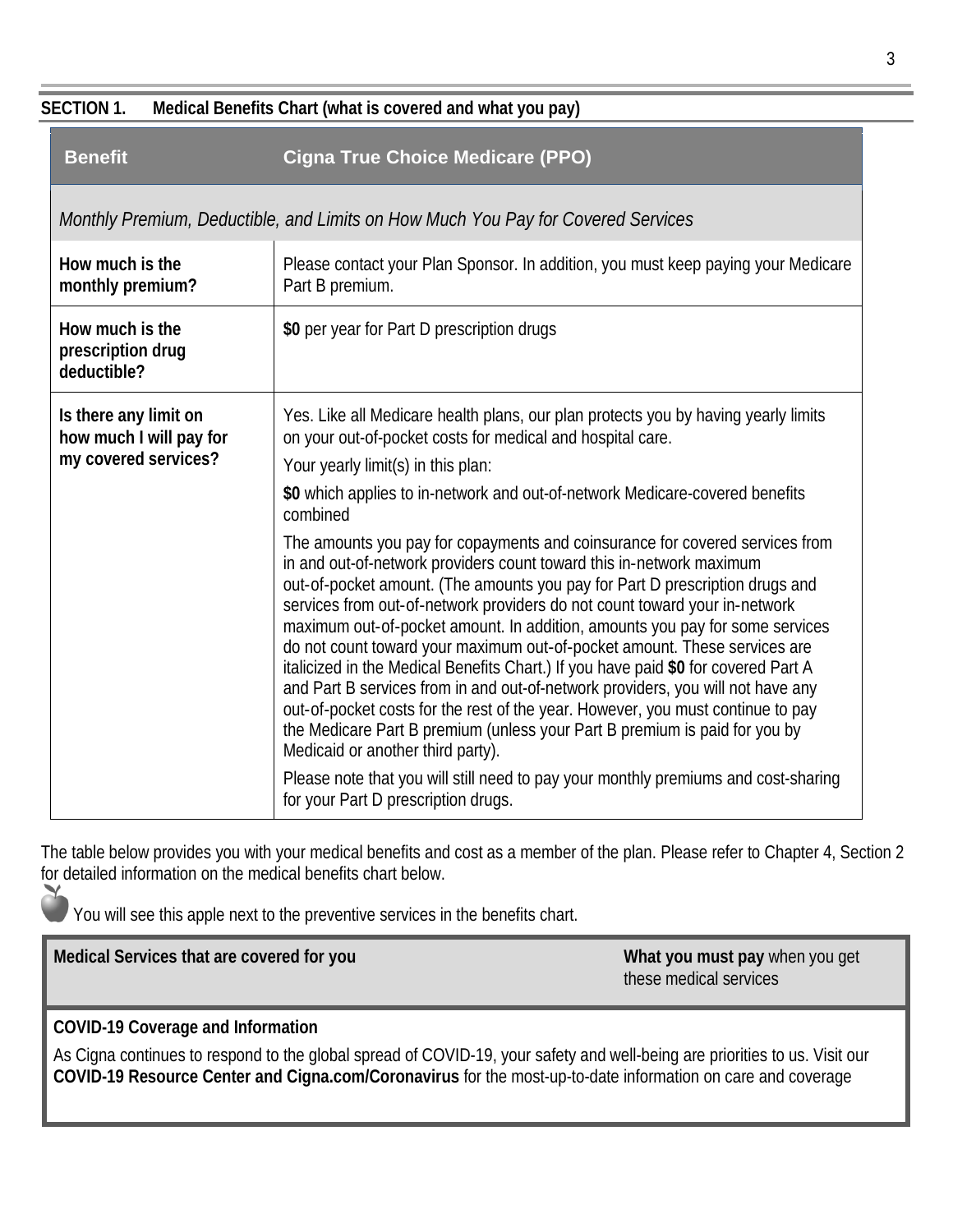## SECTION 1. Medical Benefits Chart (what is covered and what you pay)

| Benefit | Cigna True Choice Medicare (PPO) |
|---|---|
| *Monthly Premium, Deductible, and Limits on How Much You Pay for Covered Services* | |
| **How much is the monthly premium?** | Please contact your Plan Sponsor. In addition, you must keep paying your Medicare Part B premium. |
| **How much is the prescription drug deductible?** | **$0** per year for Part D prescription drugs |
| **Is there any limit on how much I will pay for my covered services?** | Yes. Like all Medicare health plans, our plan protects you by having yearly limits on your out-of-pocket costs for medical and hospital care.<br>Your yearly limit(s) in this plan:<br>**$0** which applies to in-network and out-of-network Medicare-covered benefits combined<br>The amounts you pay for copayments and coinsurance for covered services from in and out-of-network providers count toward this in-network maximum out-of-pocket amount. (The amounts you pay for Part D prescription drugs and services from out-of-network providers do not count toward your in-network maximum out-of-pocket amount. In addition, amounts you pay for some services do not count toward your maximum out-of-pocket amount. These services are italicized in the Medical Benefits Chart.) If you have paid **$0** for covered Part A and Part B services from in and out-of-network providers, you will not have any out-of-pocket costs for the rest of the year. However, you must continue to pay the Medicare Part B premium (unless your Part B premium is paid for you by Medicaid or another third party).<br>Please note that you will still need to pay your monthly premiums and cost-sharing for your Part D prescription drugs. |

The table below provides you with your medical benefits and cost as a member of the plan. Please refer to Chapter 4, Section 2 for detailed information on the medical benefits chart below.

🍎 You will see this apple next to the preventive services in the benefits chart.

| Medical Services that are covered for you | What you must pay when you get these medical services |
|---|---|
| **COVID-19 Coverage and Information**<br>As Cigna continues to respond to the global spread of COVID-19, your safety and well-being are priorities to us. Visit our **COVID-19 Resource Center and Cigna.com/Coronavirus** for the most-up-to-date information on care and coverage | |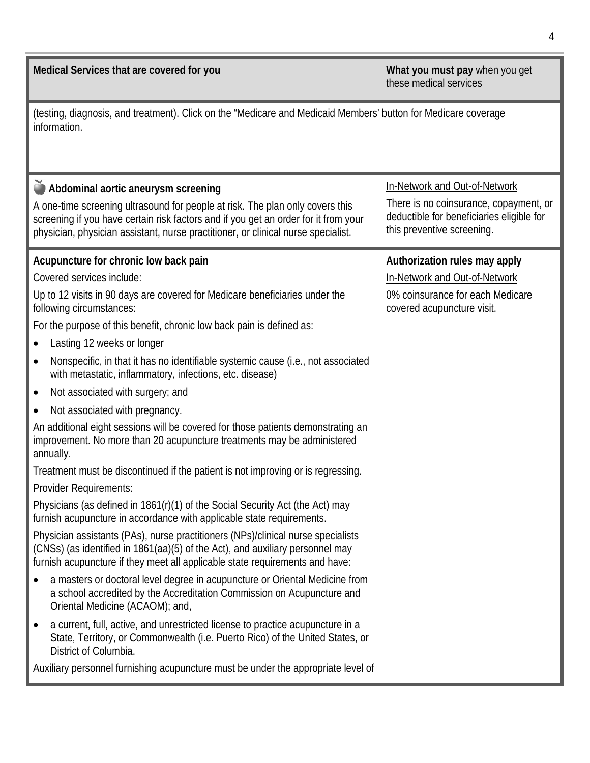| Medical Services that are covered for you | **What you must pay** when you get these medical services |
|---|---|
| (testing, diagnosis, and treatment). Click on the "Medicare and Medicaid Members' button for Medicare coverage information. | |
| 🍏 **Abdominal aortic aneurysm screening**<br><br>A one-time screening ultrasound for people at risk. The plan only covers this screening if you have certain risk factors and if you get an order for it from your physician, physician assistant, nurse practitioner, or clinical nurse specialist. | <u>In-Network and Out-of-Network</u><br><br>There is no coinsurance, copayment, or deductible for beneficiaries eligible for this preventive screening. |
| **Acupuncture for chronic low back pain**<br><br>Covered services include:<br><br>Up to 12 visits in 90 days are covered for Medicare beneficiaries under the following circumstances:<br><br>For the purpose of this benefit, chronic low back pain is defined as:<br><br>• Lasting 12 weeks or longer<br>• Nonspecific, in that it has no identifiable systemic cause (i.e., not associated with metastatic, inflammatory, infections, etc. disease)<br>• Not associated with surgery; and<br>• Not associated with pregnancy.<br><br>An additional eight sessions will be covered for those patients demonstrating an improvement. No more than 20 acupuncture treatments may be administered annually.<br><br>Treatment must be discontinued if the patient is not improving or is regressing.<br><br>Provider Requirements:<br><br>Physicians (as defined in 1861(r)(1) of the Social Security Act (the Act) may furnish acupuncture in accordance with applicable state requirements.<br><br>Physician assistants (PAs), nurse practitioners (NPs)/clinical nurse specialists (CNSs) (as identified in 1861(aa)(5) of the Act), and auxiliary personnel may furnish acupuncture if they meet all applicable state requirements and have:<br><br>• a masters or doctoral level degree in acupuncture or Oriental Medicine from a school accredited by the Accreditation Commission on Acupuncture and Oriental Medicine (ACAOM); and,<br>• a current, full, active, and unrestricted license to practice acupuncture in a State, Territory, or Commonwealth (i.e. Puerto Rico) of the United States, or District of Columbia.<br><br>Auxiliary personnel furnishing acupuncture must be under the appropriate level of | **Authorization rules may apply**<br><br><u>In-Network and Out-of-Network</u><br><br>0% coinsurance for each Medicare covered acupuncture visit. |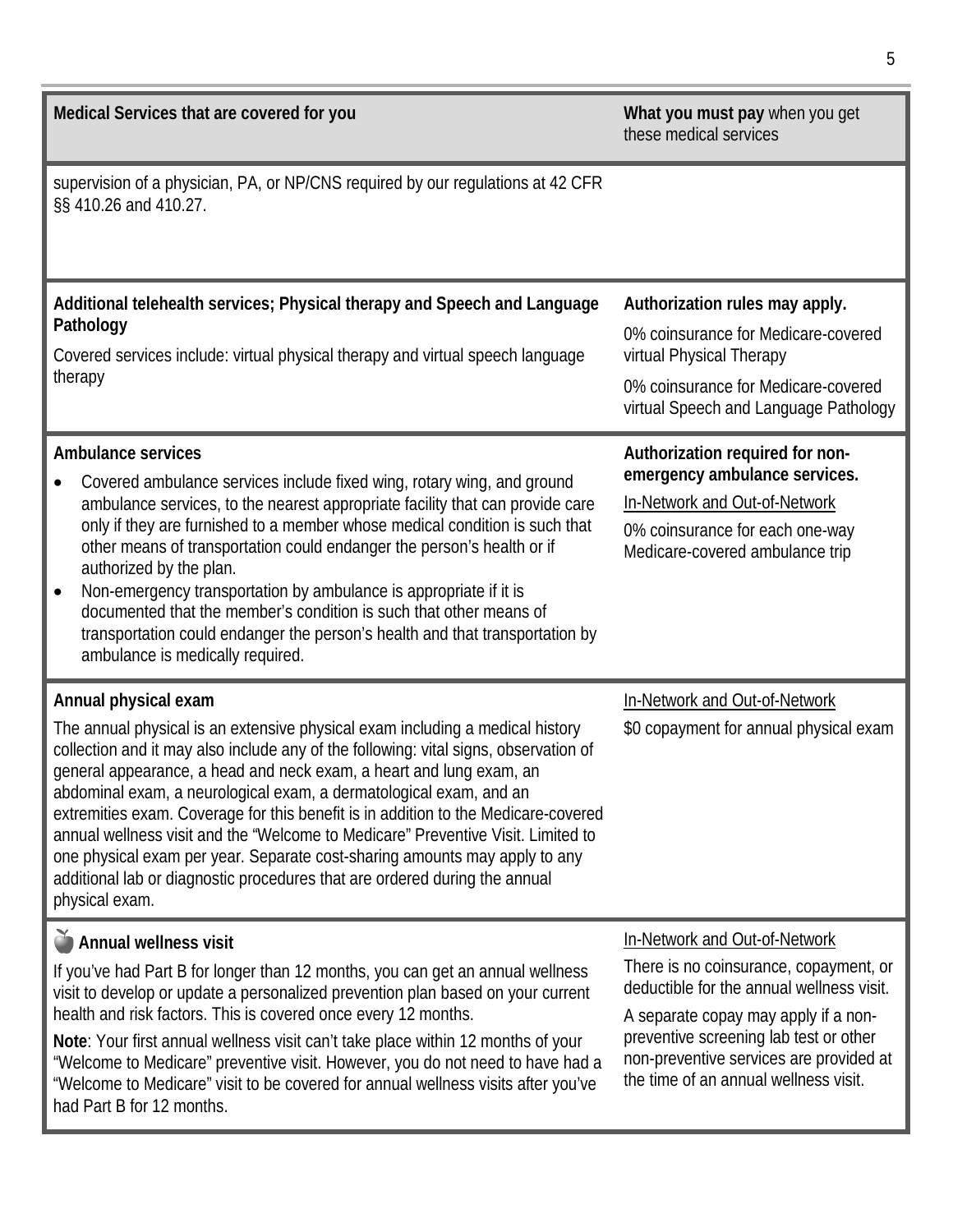| Medical Services that are covered for you | **What you must pay** when you get these medical services |
| --- | --- |
| supervision of a physician, PA, or NP/CNS required by our regulations at 42 CFR §§ 410.26 and 410.27. | |
| **Additional telehealth services; Physical therapy and Speech and Language Pathology**<br><br>Covered services include: virtual physical therapy and virtual speech language therapy | **Authorization rules may apply.**<br><br>0% coinsurance for Medicare-covered virtual Physical Therapy<br><br>0% coinsurance for Medicare-covered virtual Speech and Language Pathology |
| **Ambulance services**<br><br>• Covered ambulance services include fixed wing, rotary wing, and ground ambulance services, to the nearest appropriate facility that can provide care only if they are furnished to a member whose medical condition is such that other means of transportation could endanger the person's health or if authorized by the plan.<br>• Non-emergency transportation by ambulance is appropriate if it is documented that the member's condition is such that other means of transportation could endanger the person's health and that transportation by ambulance is medically required. | **Authorization required for non-emergency ambulance services.**<br><br>In-Network and Out-of-Network<br><br>0% coinsurance for each one-way Medicare-covered ambulance trip |
| **Annual physical exam**<br><br>The annual physical is an extensive physical exam including a medical history collection and it may also include any of the following: vital signs, observation of general appearance, a head and neck exam, a heart and lung exam, an abdominal exam, a neurological exam, a dermatological exam, and an extremities exam. Coverage for this benefit is in addition to the Medicare-covered annual wellness visit and the "Welcome to Medicare" Preventive Visit. Limited to one physical exam per year. Separate cost-sharing amounts may apply to any additional lab or diagnostic procedures that are ordered during the annual physical exam. | In-Network and Out-of-Network<br><br>$0 copayment for annual physical exam |
| 🍎 **Annual wellness visit**<br><br>If you've had Part B for longer than 12 months, you can get an annual wellness visit to develop or update a personalized prevention plan based on your current health and risk factors. This is covered once every 12 months.<br><br>**Note**: Your first annual wellness visit can't take place within 12 months of your "Welcome to Medicare" preventive visit. However, you do not need to have had a "Welcome to Medicare" visit to be covered for annual wellness visits after you've had Part B for 12 months. | In-Network and Out-of-Network<br><br>There is no coinsurance, copayment, or deductible for the annual wellness visit.<br><br>A separate copay may apply if a non-preventive screening lab test or other non-preventive services are provided at the time of an annual wellness visit. |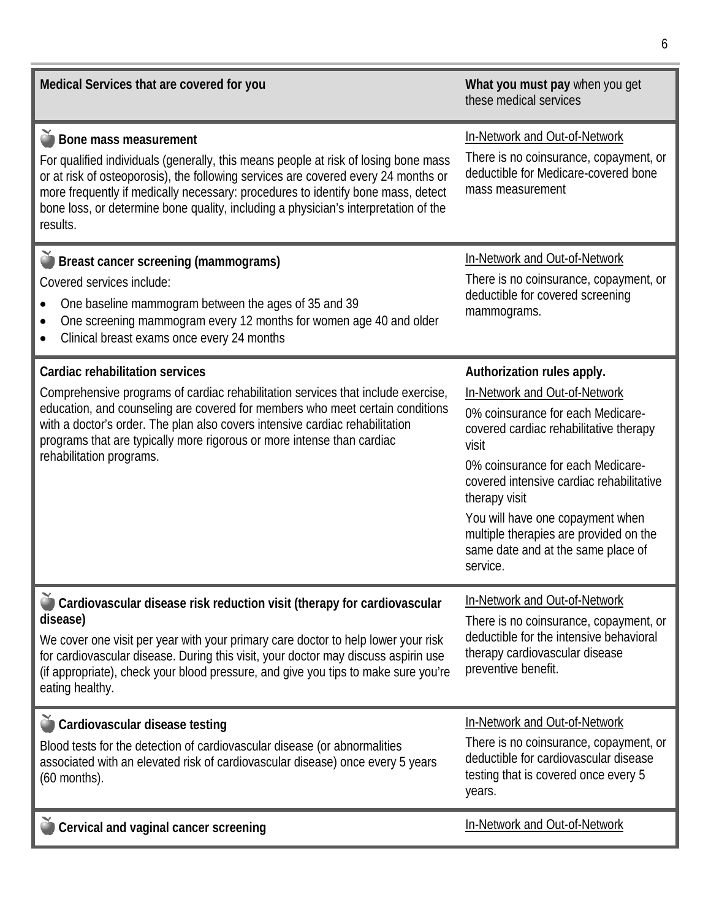| Medical Services that are covered for you | **What you must pay** when you get these medical services |
|---|---|
| 🍎 **Bone mass measurement**<br>For qualified individuals (generally, this means people at risk of losing bone mass or at risk of osteoporosis), the following services are covered every 24 months or more frequently if medically necessary: procedures to identify bone mass, detect bone loss, or determine bone quality, including a physician's interpretation of the results. | <u>In-Network and Out-of-Network</u><br>There is no coinsurance, copayment, or deductible for Medicare-covered bone mass measurement |
| 🍎 **Breast cancer screening (mammograms)**<br>Covered services include:<br>• One baseline mammogram between the ages of 35 and 39<br>• One screening mammogram every 12 months for women age 40 and older<br>• Clinical breast exams once every 24 months | <u>In-Network and Out-of-Network</u><br>There is no coinsurance, copayment, or deductible for covered screening mammograms. |
| **Cardiac rehabilitation services**<br>Comprehensive programs of cardiac rehabilitation services that include exercise, education, and counseling are covered for members who meet certain conditions with a doctor's order. The plan also covers intensive cardiac rehabilitation programs that are typically more rigorous or more intense than cardiac rehabilitation programs. | **Authorization rules apply.**<br><u>In-Network and Out-of-Network</u><br>0% coinsurance for each Medicare-covered cardiac rehabilitative therapy visit<br>0% coinsurance for each Medicare-covered intensive cardiac rehabilitative therapy visit<br>You will have one copayment when multiple therapies are provided on the same date and at the same place of service. |
| 🍎 **Cardiovascular disease risk reduction visit (therapy for cardiovascular disease)**<br>We cover one visit per year with your primary care doctor to help lower your risk for cardiovascular disease. During this visit, your doctor may discuss aspirin use (if appropriate), check your blood pressure, and give you tips to make sure you're eating healthy. | <u>In-Network and Out-of-Network</u><br>There is no coinsurance, copayment, or deductible for the intensive behavioral therapy cardiovascular disease preventive benefit. |
| 🍎 **Cardiovascular disease testing**<br>Blood tests for the detection of cardiovascular disease (or abnormalities associated with an elevated risk of cardiovascular disease) once every 5 years (60 months). | <u>In-Network and Out-of-Network</u><br>There is no coinsurance, copayment, or deductible for cardiovascular disease testing that is covered once every 5 years. |
| 🍎 **Cervical and vaginal cancer screening** | <u>In-Network and Out-of-Network</u> |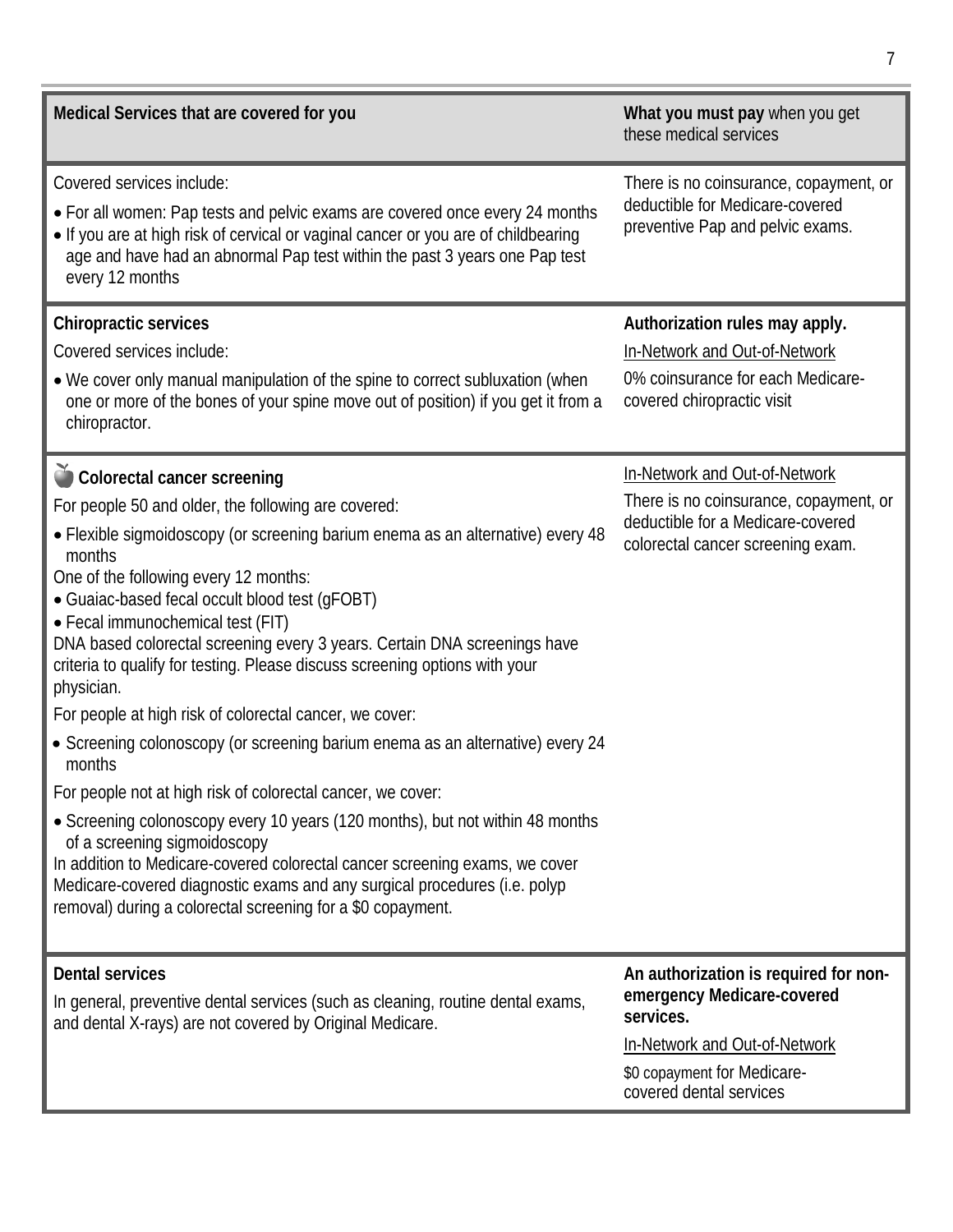| Medical Services that are covered for you | **What you must pay** when you get these medical services |
|---|---|
| Covered services include:<br>• For all women: Pap tests and pelvic exams are covered once every 24 months<br>• If you are at high risk of cervical or vaginal cancer or you are of childbearing age and have had an abnormal Pap test within the past 3 years one Pap test every 12 months | There is no coinsurance, copayment, or deductible for Medicare-covered preventive Pap and pelvic exams. |
| **Chiropractic services**<br>Covered services include:<br>• We cover only manual manipulation of the spine to correct subluxation (when one or more of the bones of your spine move out of position) if you get it from a chiropractor. | **Authorization rules may apply.**<br>In-Network and Out-of-Network<br>0% coinsurance for each Medicare-covered chiropractic visit |
| **Colorectal cancer screening**<br>For people 50 and older, the following are covered:<br>• Flexible sigmoidoscopy (or screening barium enema as an alternative) every 48 months<br>One of the following every 12 months:<br>• Guaiac-based fecal occult blood test (gFOBT)<br>• Fecal immunochemical test (FIT)<br>DNA based colorectal screening every 3 years. Certain DNA screenings have criteria to qualify for testing. Please discuss screening options with your physician.<br>For people at high risk of colorectal cancer, we cover:<br>• Screening colonoscopy (or screening barium enema as an alternative) every 24 months<br>For people not at high risk of colorectal cancer, we cover:<br>• Screening colonoscopy every 10 years (120 months), but not within 48 months of a screening sigmoidoscopy<br>In addition to Medicare-covered colorectal cancer screening exams, we cover Medicare-covered diagnostic exams and any surgical procedures (i.e. polyp removal) during a colorectal screening for a $0 copayment. | In-Network and Out-of-Network<br>There is no coinsurance, copayment, or deductible for a Medicare-covered colorectal cancer screening exam. |
| **Dental services**<br>In general, preventive dental services (such as cleaning, routine dental exams, and dental X-rays) are not covered by Original Medicare. | **An authorization is required for non-emergency Medicare-covered services.**<br>In-Network and Out-of-Network<br>$0 copayment for Medicare-covered dental services |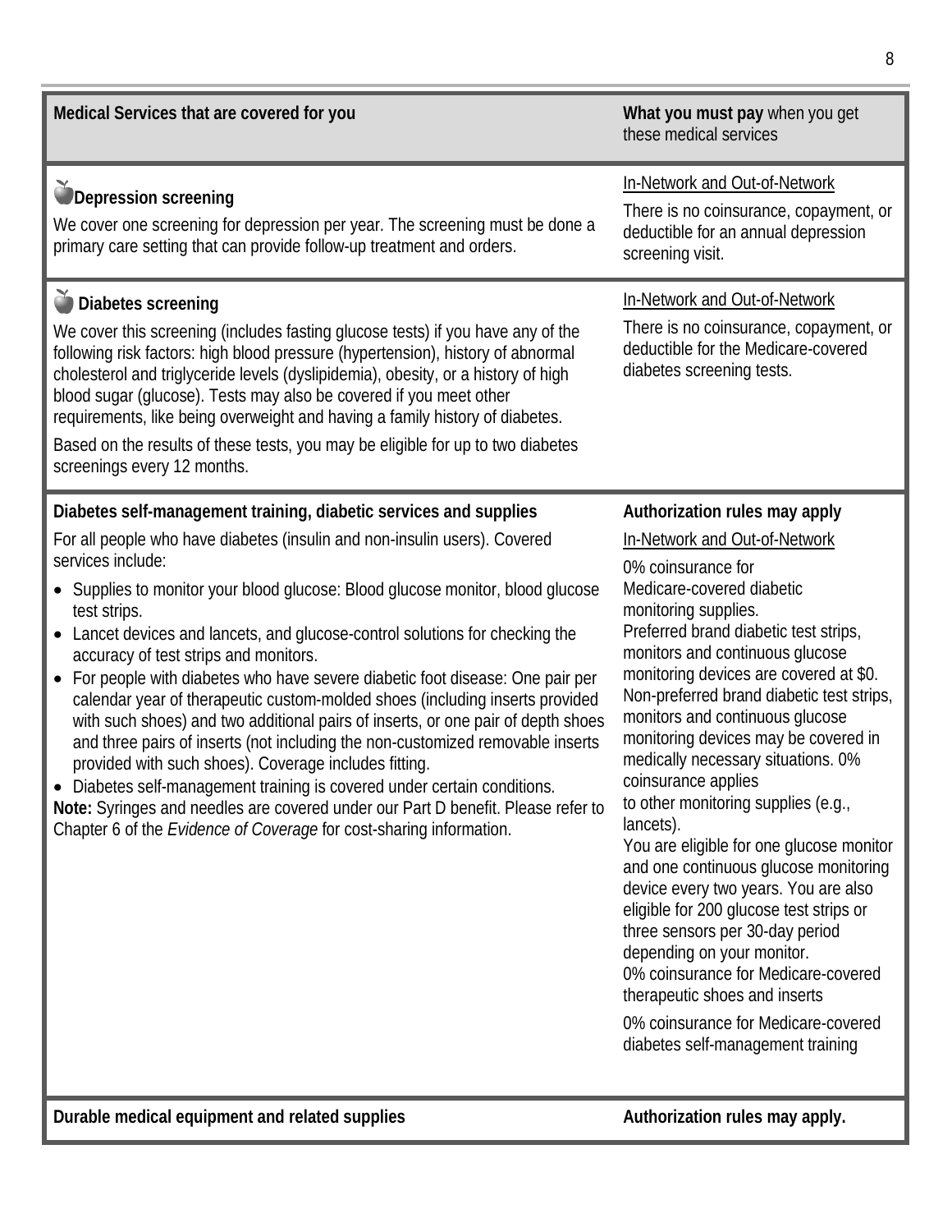| Medical Services that are covered for you | **What you must pay** when you get these medical services |
|---|---|
| **Depression screening**<br>We cover one screening for depression per year. The screening must be done a primary care setting that can provide follow-up treatment and orders. | In-Network and Out-of-Network<br>There is no coinsurance, copayment, or deductible for an annual depression screening visit. |
| **Diabetes screening**<br>We cover this screening (includes fasting glucose tests) if you have any of the following risk factors: high blood pressure (hypertension), history of abnormal cholesterol and triglyceride levels (dyslipidemia), obesity, or a history of high blood sugar (glucose). Tests may also be covered if you meet other requirements, like being overweight and having a family history of diabetes.<br>Based on the results of these tests, you may be eligible for up to two diabetes screenings every 12 months. | In-Network and Out-of-Network<br>There is no coinsurance, copayment, or deductible for the Medicare-covered diabetes screening tests. |
| **Diabetes self-management training, diabetic services and supplies**<br>For all people who have diabetes (insulin and non-insulin users). Covered services include:<br>• Supplies to monitor your blood glucose: Blood glucose monitor, blood glucose test strips.<br>• Lancet devices and lancets, and glucose-control solutions for checking the accuracy of test strips and monitors.<br>• For people with diabetes who have severe diabetic foot disease: One pair per calendar year of therapeutic custom-molded shoes (including inserts provided with such shoes) and two additional pairs of inserts, or one pair of depth shoes and three pairs of inserts (not including the non-customized removable inserts provided with such shoes). Coverage includes fitting.<br>• Diabetes self-management training is covered under certain conditions.<br>**Note:** Syringes and needles are covered under our Part D benefit. Please refer to Chapter 6 of the *Evidence of Coverage* for cost-sharing information. | **Authorization rules may apply**<br>In-Network and Out-of-Network<br>0% coinsurance for Medicare-covered diabetic monitoring supplies.<br>Preferred brand diabetic test strips, monitors and continuous glucose monitoring devices are covered at $0. Non-preferred brand diabetic test strips, monitors and continuous glucose monitoring devices may be covered in medically necessary situations. 0% coinsurance applies to other monitoring supplies (e.g., lancets).<br>You are eligible for one glucose monitor and one continuous glucose monitoring device every two years. You are also eligible for 200 glucose test strips or three sensors per 30-day period depending on your monitor.<br>0% coinsurance for Medicare-covered therapeutic shoes and inserts<br>0% coinsurance for Medicare-covered diabetes self-management training |
| **Durable medical equipment and related supplies** | **Authorization rules may apply.** |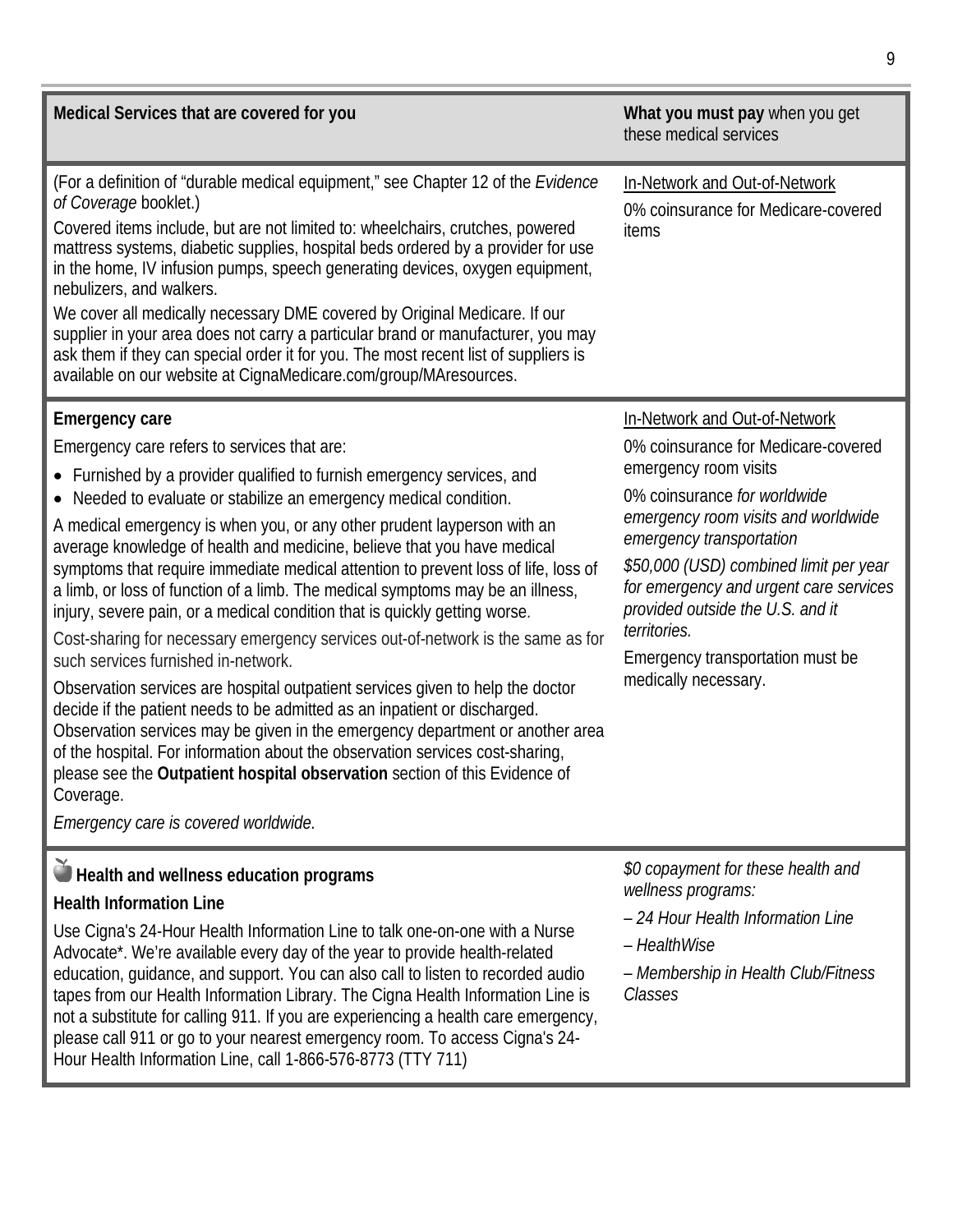| **Medical Services that are covered for you** | **What you must pay** when you get these medical services |
|---|---|
| (For a definition of “durable medical equipment,” see Chapter 12 of the *Evidence of Coverage* booklet.)<br>Covered items include, but are not limited to: wheelchairs, crutches, powered mattress systems, diabetic supplies, hospital beds ordered by a provider for use in the home, IV infusion pumps, speech generating devices, oxygen equipment, nebulizers, and walkers.<br>We cover all medically necessary DME covered by Original Medicare. If our supplier in your area does not carry a particular brand or manufacturer, you may ask them if they can special order it for you. The most recent list of suppliers is available on our website at CignaMedicare.com/group/MAresources. | In-Network and Out-of-Network<br>0% coinsurance for Medicare-covered items |
| **Emergency care**<br>Emergency care refers to services that are:<br>• Furnished by a provider qualified to furnish emergency services, and<br>• Needed to evaluate or stabilize an emergency medical condition.<br>A medical emergency is when you, or any other prudent layperson with an average knowledge of health and medicine, believe that you have medical symptoms that require immediate medical attention to prevent loss of life, loss of a limb, or loss of function of a limb. The medical symptoms may be an illness, injury, severe pain, or a medical condition that is quickly getting worse.<br>Cost-sharing for necessary emergency services out-of-network is the same as for such services furnished in-network.<br>Observation services are hospital outpatient services given to help the doctor decide if the patient needs to be admitted as an inpatient or discharged. Observation services may be given in the emergency department or another area of the hospital. For information about the observation services cost-sharing, please see the **Outpatient hospital observation** section of this Evidence of Coverage.<br>*Emergency care is covered worldwide.* | In-Network and Out-of-Network<br>0% coinsurance for Medicare-covered emergency room visits<br>0% coinsurance *for worldwide emergency room visits and worldwide emergency transportation*<br>*$50,000 (USD) combined limit per year for emergency and urgent care services provided outside the U.S. and it territories.*<br>Emergency transportation must be medically necessary. |
| **Health and wellness education programs**<br>**Health Information Line**<br>Use Cigna's 24-Hour Health Information Line to talk one-on-one with a Nurse Advocate*. We’re available every day of the year to provide health-related education, guidance, and support. You can also call to listen to recorded audio tapes from our Health Information Library. The Cigna Health Information Line is not a substitute for calling 911. If you are experiencing a health care emergency, please call 911 or go to your nearest emergency room. To access Cigna's 24-Hour Health Information Line, call 1-866-576-8773 (TTY 711) | *$0 copayment for these health and wellness programs:*<br>*– 24 Hour Health Information Line*<br>*– HealthWise*<br>*– Membership in Health Club/Fitness Classes* |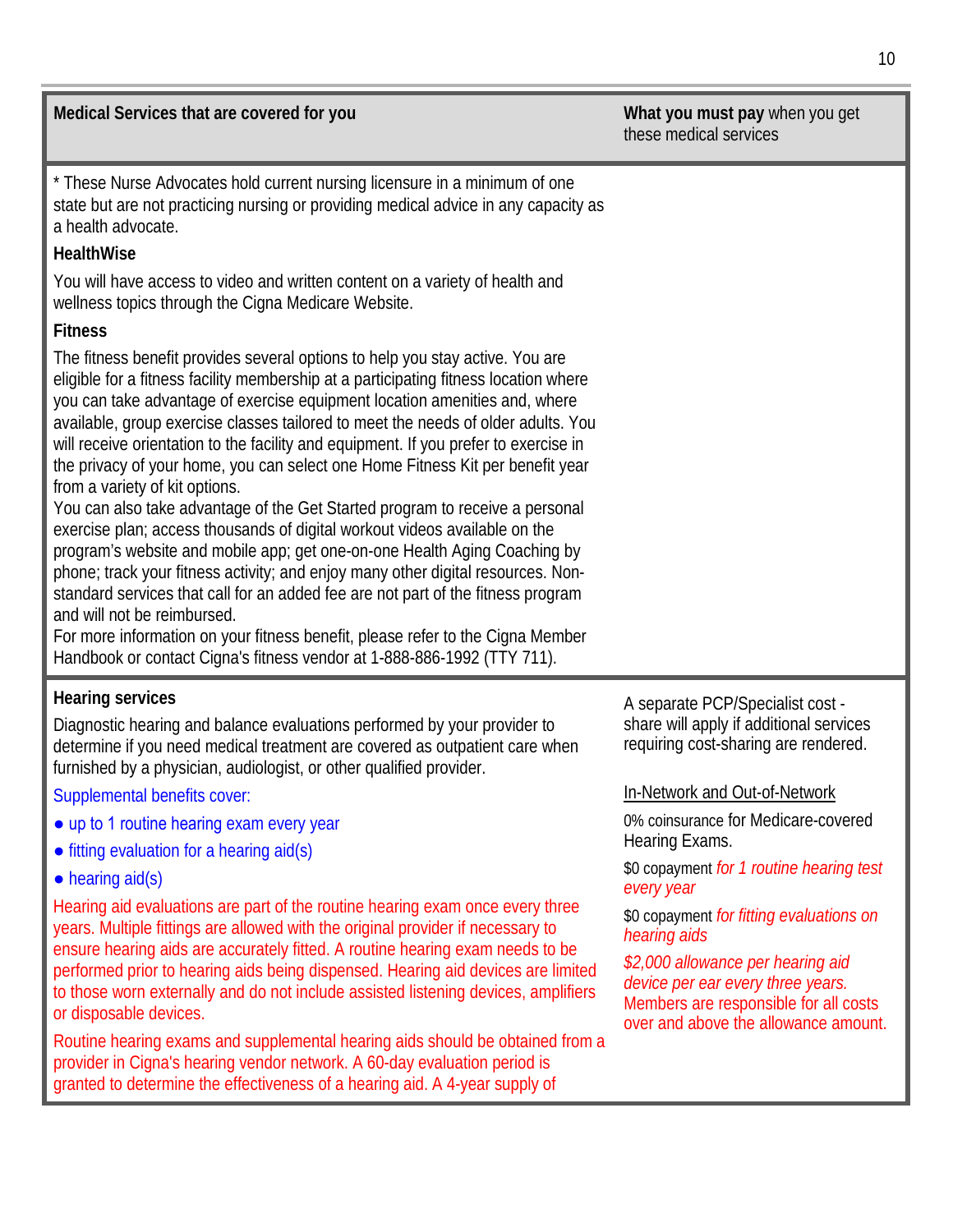| Medical Services that are covered for you | **What you must pay** when you get these medical services |
|---|---|
| * These Nurse Advocates hold current nursing licensure in a minimum of one state but are not practicing nursing or providing medical advice in any capacity as a health advocate.<br><br>**HealthWise**<br><br>You will have access to video and written content on a variety of health and wellness topics through the Cigna Medicare Website.<br><br>**Fitness**<br><br>The fitness benefit provides several options to help you stay active. You are eligible for a fitness facility membership at a participating fitness location where you can take advantage of exercise equipment location amenities and, where available, group exercise classes tailored to meet the needs of older adults. You will receive orientation to the facility and equipment. If you prefer to exercise in the privacy of your home, you can select one Home Fitness Kit per benefit year from a variety of kit options.<br>You can also take advantage of the Get Started program to receive a personal exercise plan; access thousands of digital workout videos available on the program's website and mobile app; get one-on-one Health Aging Coaching by phone; track your fitness activity; and enjoy many other digital resources. Non-standard services that call for an added fee are not part of the fitness program and will not be reimbursed.<br>For more information on your fitness benefit, please refer to the Cigna Member Handbook or contact Cigna's fitness vendor at 1-888-886-1992 (TTY 711). | |
| **Hearing services**<br><br>Diagnostic hearing and balance evaluations performed by your provider to determine if you need medical treatment are covered as outpatient care when furnished by a physician, audiologist, or other qualified provider.<br><br>Supplemental benefits cover:<br><br>● up to 1 routine hearing exam every year<br><br>● fitting evaluation for a hearing aid(s)<br><br>● hearing aid(s)<br><br>Hearing aid evaluations are part of the routine hearing exam once every three years. Multiple fittings are allowed with the original provider if necessary to ensure hearing aids are accurately fitted. A routine hearing exam needs to be performed prior to hearing aids being dispensed. Hearing aid devices are limited to those worn externally and do not include assisted listening devices, amplifiers or disposable devices.<br><br>Routine hearing exams and supplemental hearing aids should be obtained from a provider in Cigna's hearing vendor network. A 60-day evaluation period is granted to determine the effectiveness of a hearing aid. A 4-year supply of | A separate PCP/Specialist cost-share will apply if additional services requiring cost-sharing are rendered.<br><br><u>In-Network and Out-of-Network</u><br><br>0% coinsurance for Medicare-covered Hearing Exams.<br><br>$0 copayment *for 1 routine hearing test every year*<br><br>$0 copayment *for fitting evaluations on hearing aids*<br><br>*$2,000 allowance per hearing aid device per ear every three years.* Members are responsible for all costs over and above the allowance amount. |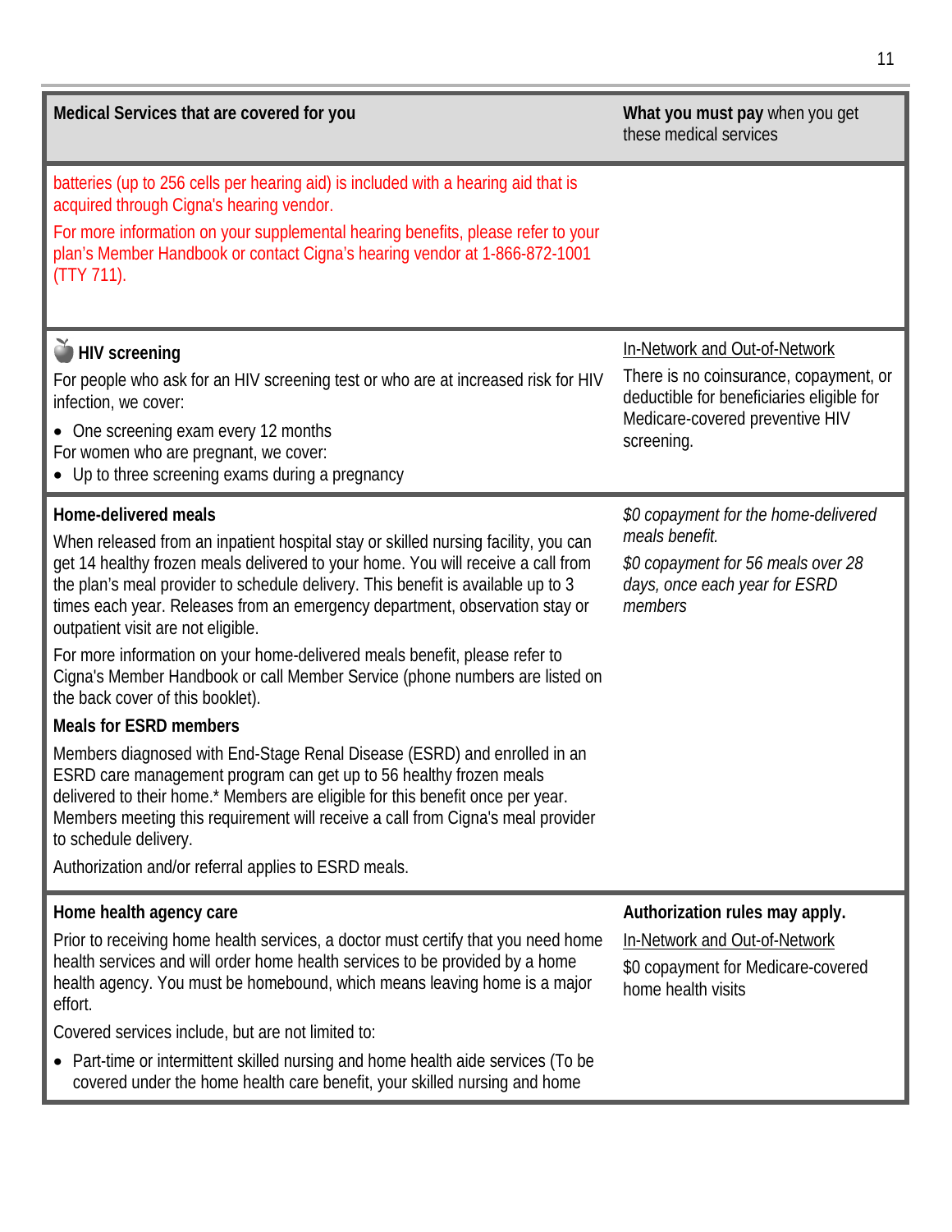| **Medical Services that are covered for you** | **What you must pay** when you get these medical services |
|---|---|
| batteries (up to 256 cells per hearing aid) is included with a hearing aid that is acquired through Cigna's hearing vendor.<br><br>For more information on your supplemental hearing benefits, please refer to your plan's Member Handbook or contact Cigna's hearing vendor at 1-866-872-1001 (TTY 711). | |
| **HIV screening**<br><br>For people who ask for an HIV screening test or who are at increased risk for HIV infection, we cover:<br><br>• One screening exam every 12 months<br><br>For women who are pregnant, we cover:<br><br>• Up to three screening exams during a pregnancy | In-Network and Out-of-Network<br><br>There is no coinsurance, copayment, or deductible for beneficiaries eligible for Medicare-covered preventive HIV screening. |
| **Home-delivered meals**<br><br>When released from an inpatient hospital stay or skilled nursing facility, you can get 14 healthy frozen meals delivered to your home. You will receive a call from the plan's meal provider to schedule delivery. This benefit is available up to 3 times each year. Releases from an emergency department, observation stay or outpatient visit are not eligible.<br><br>For more information on your home-delivered meals benefit, please refer to Cigna's Member Handbook or call Member Service (phone numbers are listed on the back cover of this booklet).<br><br>**Meals for ESRD members**<br><br>Members diagnosed with End-Stage Renal Disease (ESRD) and enrolled in an ESRD care management program can get up to 56 healthy frozen meals delivered to their home.* Members are eligible for this benefit once per year. Members meeting this requirement will receive a call from Cigna's meal provider to schedule delivery.<br><br>Authorization and/or referral applies to ESRD meals. | *$0 copayment for the home-delivered meals benefit.*<br><br>*$0 copayment for 56 meals over 28 days, once each year for ESRD members* |
| **Home health agency care**<br><br>Prior to receiving home health services, a doctor must certify that you need home health services and will order home health services to be provided by a home health agency. You must be homebound, which means leaving home is a major effort.<br><br>Covered services include, but are not limited to:<br><br>• Part-time or intermittent skilled nursing and home health aide services (To be covered under the home health care benefit, your skilled nursing and home | **Authorization rules may apply.**<br><br>In-Network and Out-of-Network<br><br>$0 copayment for Medicare-covered home health visits |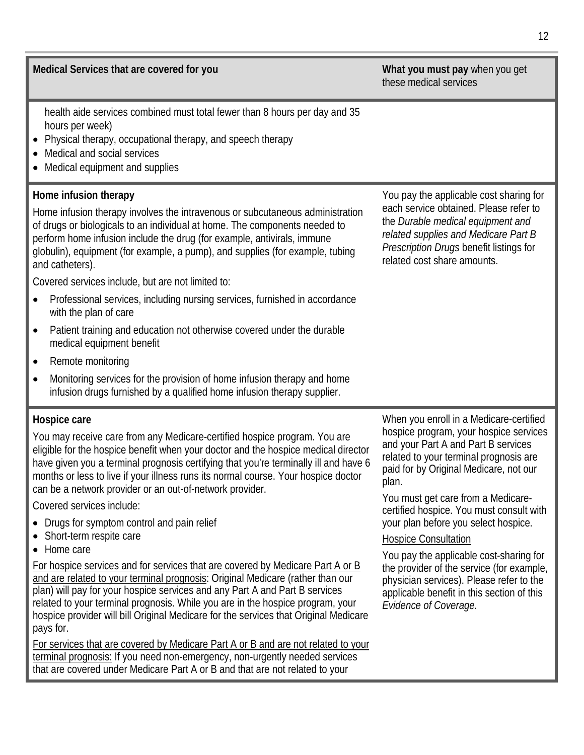| Medical Services that are covered for you | **What you must pay** when you get these medical services |
|---|---|
| health aide services combined must total fewer than 8 hours per day and 35 hours per week)<br>• Physical therapy, occupational therapy, and speech therapy<br>• Medical and social services<br>• Medical equipment and supplies | |
| **Home infusion therapy**<br><br>Home infusion therapy involves the intravenous or subcutaneous administration of drugs or biologicals to an individual at home. The components needed to perform home infusion include the drug (for example, antivirals, immune globulin), equipment (for example, a pump), and supplies (for example, tubing and catheters).<br><br>Covered services include, but are not limited to:<br>• Professional services, including nursing services, furnished in accordance with the plan of care<br>• Patient training and education not otherwise covered under the durable medical equipment benefit<br>• Remote monitoring<br>• Monitoring services for the provision of home infusion therapy and home infusion drugs furnished by a qualified home infusion therapy supplier. | You pay the applicable cost sharing for each service obtained. Please refer to the *Durable medical equipment and related supplies and Medicare Part B Prescription Drugs* benefit listings for related cost share amounts. |
| **Hospice care**<br><br>You may receive care from any Medicare-certified hospice program. You are eligible for the hospice benefit when your doctor and the hospice medical director have given you a terminal prognosis certifying that you're terminally ill and have 6 months or less to live if your illness runs its normal course. Your hospice doctor can be a network provider or an out-of-network provider.<br><br>Covered services include:<br>• Drugs for symptom control and pain relief<br>• Short-term respite care<br>• Home care<br><br><u>For hospice services and for services that are covered by Medicare Part A or B and are related to your terminal prognosis</u>: Original Medicare (rather than our plan) will pay for your hospice services and any Part A and Part B services related to your terminal prognosis. While you are in the hospice program, your hospice provider will bill Original Medicare for the services that Original Medicare pays for.<br><br><u>For services that are covered by Medicare Part A or B and are not related to your terminal prognosis:</u> If you need non-emergency, non-urgently needed services that are covered under Medicare Part A or B and that are not related to your | When you enroll in a Medicare-certified hospice program, your hospice services and your Part A and Part B services related to your terminal prognosis are paid for by Original Medicare, not our plan.<br><br>You must get care from a Medicare-certified hospice. You must consult with your plan before you select hospice.<br><br><u>Hospice Consultation</u><br><br>You pay the applicable cost-sharing for the provider of the service (for example, physician services). Please refer to the applicable benefit in this section of this *Evidence of Coverage.* |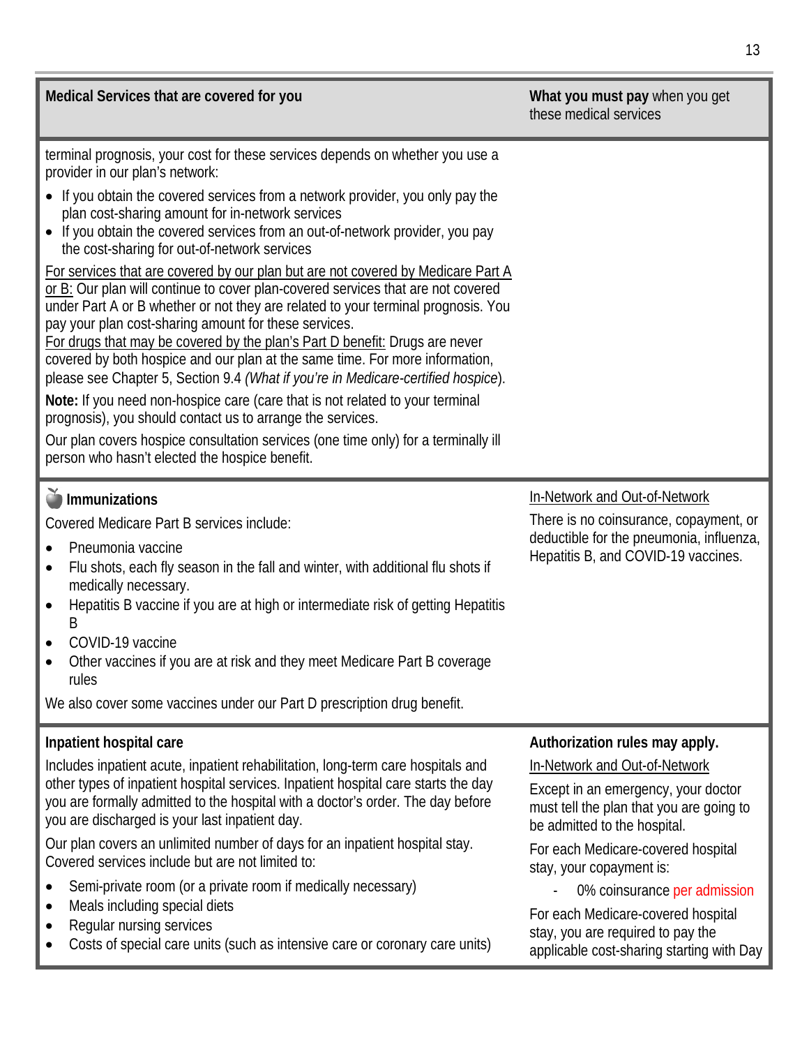| Medical Services that are covered for you | **What you must pay** when you get these medical services |
|---|---|
| terminal prognosis, your cost for these services depends on whether you use a provider in our plan's network:<br>• If you obtain the covered services from a network provider, you only pay the plan cost-sharing amount for in-network services<br>• If you obtain the covered services from an out-of-network provider, you pay the cost-sharing for out-of-network services<br><br><u>For services that are covered by our plan but are not covered by Medicare Part A or B:</u> Our plan will continue to cover plan-covered services that are not covered under Part A or B whether or not they are related to your terminal prognosis. You pay your plan cost-sharing amount for these services.<br><u>For drugs that may be covered by the plan's Part D benefit:</u> Drugs are never covered by both hospice and our plan at the same time. For more information, please see Chapter 5, Section 9.4 (*What if you're in Medicare-certified hospice*).<br><br>**Note:** If you need non-hospice care (care that is not related to your terminal prognosis), you should contact us to arrange the services.<br><br>Our plan covers hospice consultation services (one time only) for a terminally ill person who hasn't elected the hospice benefit. | |
| **Immunizations**<br><br>Covered Medicare Part B services include:<br>• Pneumonia vaccine<br>• Flu shots, each fly season in the fall and winter, with additional flu shots if medically necessary.<br>• Hepatitis B vaccine if you are at high or intermediate risk of getting Hepatitis B<br>• COVID-19 vaccine<br>• Other vaccines if you are at risk and they meet Medicare Part B coverage rules<br><br>We also cover some vaccines under our Part D prescription drug benefit. | <u>In-Network and Out-of-Network</u><br><br>There is no coinsurance, copayment, or deductible for the pneumonia, influenza, Hepatitis B, and COVID-19 vaccines. |
| **Inpatient hospital care**<br><br>Includes inpatient acute, inpatient rehabilitation, long-term care hospitals and other types of inpatient hospital services. Inpatient hospital care starts the day you are formally admitted to the hospital with a doctor's order. The day before you are discharged is your last inpatient day.<br><br>Our plan covers an unlimited number of days for an inpatient hospital stay. Covered services include but are not limited to:<br>• Semi-private room (or a private room if medically necessary)<br>• Meals including special diets<br>• Regular nursing services<br>• Costs of special care units (such as intensive care or coronary care units) | **Authorization rules may apply.**<br><br><u>In-Network and Out-of-Network</u><br><br>Except in an emergency, your doctor must tell the plan that you are going to be admitted to the hospital.<br><br>For each Medicare-covered hospital stay, your copayment is:<br>- 0% coinsurance per admission<br><br>For each Medicare-covered hospital stay, you are required to pay the applicable cost-sharing starting with Day |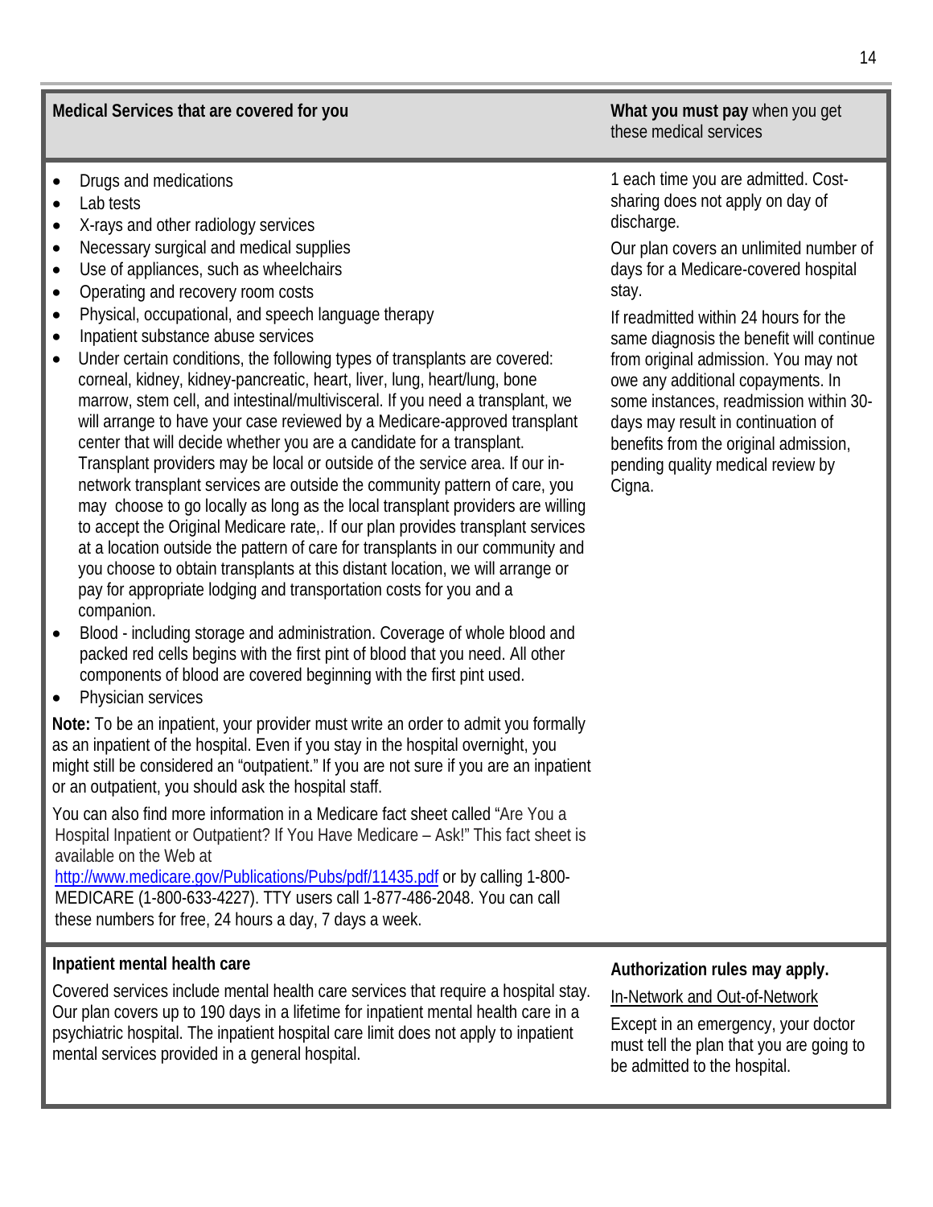| Medical Services that are covered for you | **What you must pay** when you get these medical services |
|---|---|
| • Drugs and medications<br>• Lab tests<br>• X-rays and other radiology services<br>• Necessary surgical and medical supplies<br>• Use of appliances, such as wheelchairs<br>• Operating and recovery room costs<br>• Physical, occupational, and speech language therapy<br>• Inpatient substance abuse services<br>• Under certain conditions, the following types of transplants are covered: corneal, kidney, kidney-pancreatic, heart, liver, lung, heart/lung, bone marrow, stem cell, and intestinal/multivisceral. If you need a transplant, we will arrange to have your case reviewed by a Medicare-approved transplant center that will decide whether you are a candidate for a transplant. Transplant providers may be local or outside of the service area. If our in-network transplant services are outside the community pattern of care, you may choose to go locally as long as the local transplant providers are willing to accept the Original Medicare rate,. If our plan provides transplant services at a location outside the pattern of care for transplants in our community and you choose to obtain transplants at this distant location, we will arrange or pay for appropriate lodging and transportation costs for you and a companion.<br>• Blood - including storage and administration. Coverage of whole blood and packed red cells begins with the first pint of blood that you need. All other components of blood are covered beginning with the first pint used.<br>• Physician services<br><br>**Note:** To be an inpatient, your provider must write an order to admit you formally as an inpatient of the hospital. Even if you stay in the hospital overnight, you might still be considered an "outpatient." If you are not sure if you are an inpatient or an outpatient, you should ask the hospital staff.<br><br>You can also find more information in a Medicare fact sheet called "Are You a Hospital Inpatient or Outpatient? If You Have Medicare – Ask!" This fact sheet is available on the Web at http://www.medicare.gov/Publications/Pubs/pdf/11435.pdf or by calling 1-800-MEDICARE (1-800-633-4227). TTY users call 1-877-486-2048. You can call these numbers for free, 24 hours a day, 7 days a week. | 1 each time you are admitted. Cost-sharing does not apply on day of discharge.<br><br>Our plan covers an unlimited number of days for a Medicare-covered hospital stay.<br><br>If readmitted within 24 hours for the same diagnosis the benefit will continue from original admission. You may not owe any additional copayments. In some instances, readmission within 30-days may result in continuation of benefits from the original admission, pending quality medical review by Cigna. |
| **Inpatient mental health care**<br><br>Covered services include mental health care services that require a hospital stay. Our plan covers up to 190 days in a lifetime for inpatient mental health care in a psychiatric hospital. The inpatient hospital care limit does not apply to inpatient mental services provided in a general hospital. | **Authorization rules may apply.**<br><br><u>In-Network and Out-of-Network</u><br><br>Except in an emergency, your doctor must tell the plan that you are going to be admitted to the hospital. |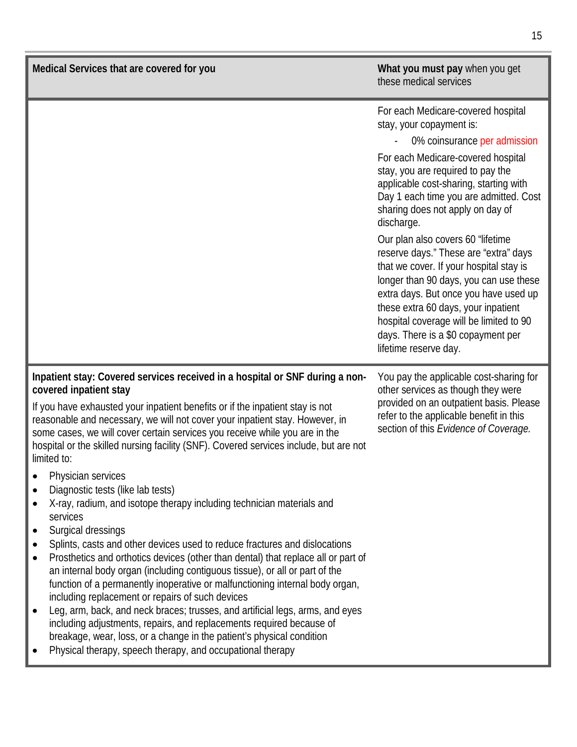| Medical Services that are covered for you | **What you must pay** when you get these medical services |
|---|---|
| | For each Medicare-covered hospital stay, your copayment is:<br>- 0% coinsurance per admission<br><br>For each Medicare-covered hospital stay, you are required to pay the applicable cost-sharing, starting with Day 1 each time you are admitted. Cost sharing does not apply on day of discharge.<br><br>Our plan also covers 60 "lifetime reserve days." These are "extra" days that we cover. If your hospital stay is longer than 90 days, you can use these extra days. But once you have used up these extra 60 days, your inpatient hospital coverage will be limited to 90 days. There is a $0 copayment per lifetime reserve day. |
| **Inpatient stay: Covered services received in a hospital or SNF during a non-covered inpatient stay**<br><br>If you have exhausted your inpatient benefits or if the inpatient stay is not reasonable and necessary, we will not cover your inpatient stay. However, in some cases, we will cover certain services you receive while you are in the hospital or the skilled nursing facility (SNF). Covered services include, but are not limited to:<br><br>• Physician services<br>• Diagnostic tests (like lab tests)<br>• X-ray, radium, and isotope therapy including technician materials and services<br>• Surgical dressings<br>• Splints, casts and other devices used to reduce fractures and dislocations<br>• Prosthetics and orthotics devices (other than dental) that replace all or part of an internal body organ (including contiguous tissue), or all or part of the function of a permanently inoperative or malfunctioning internal body organ, including replacement or repairs of such devices<br>• Leg, arm, back, and neck braces; trusses, and artificial legs, arms, and eyes including adjustments, repairs, and replacements required because of breakage, wear, loss, or a change in the patient's physical condition<br>• Physical therapy, speech therapy, and occupational therapy | You pay the applicable cost-sharing for other services as though they were provided on an outpatient basis. Please refer to the applicable benefit in this section of this *Evidence of Coverage.* |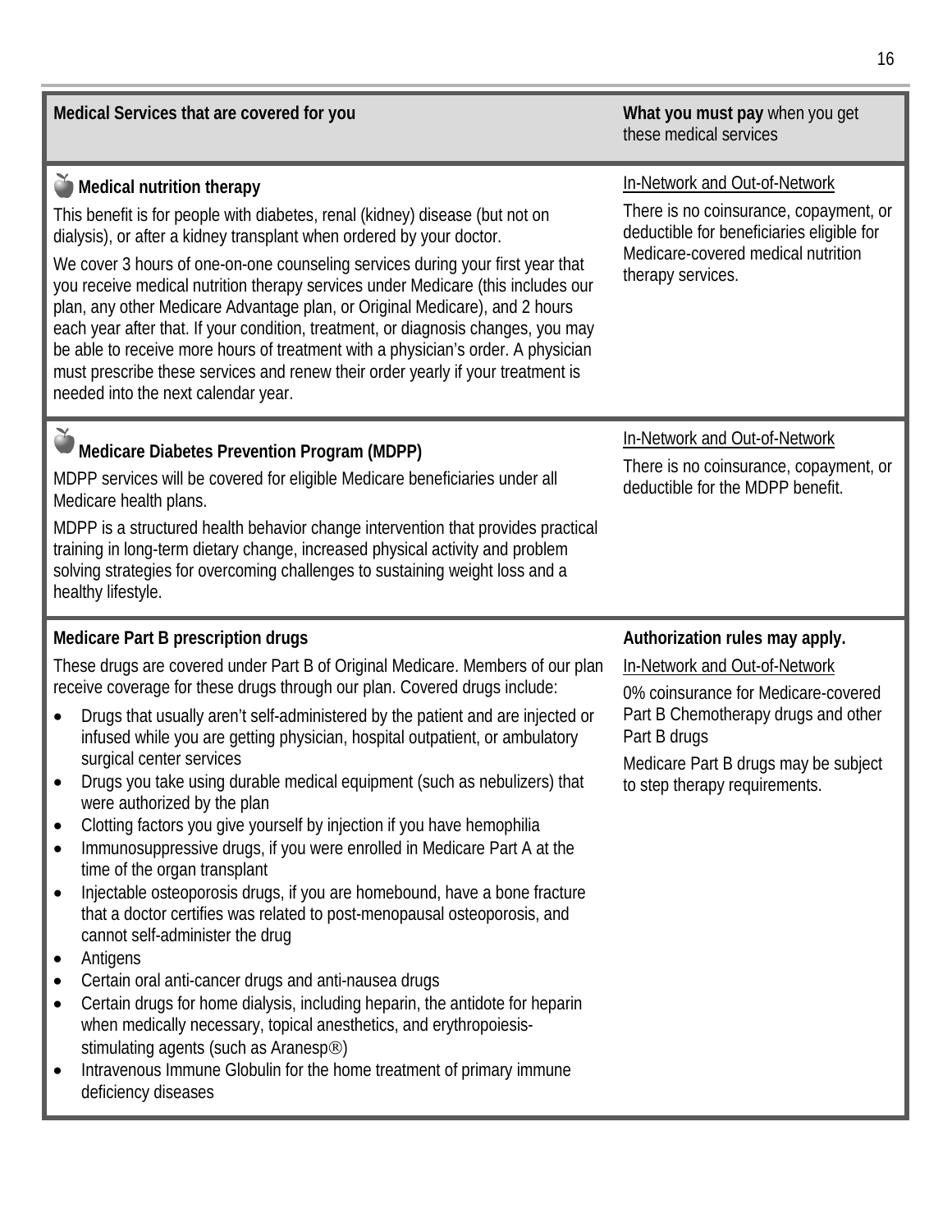| Medical Services that are covered for you | **What you must pay** when you get these medical services |
|---|---|
| **Medical nutrition therapy**<br><br>This benefit is for people with diabetes, renal (kidney) disease (but not on dialysis), or after a kidney transplant when ordered by your doctor.<br><br>We cover 3 hours of one-on-one counseling services during your first year that you receive medical nutrition therapy services under Medicare (this includes our plan, any other Medicare Advantage plan, or Original Medicare), and 2 hours each year after that. If your condition, treatment, or diagnosis changes, you may be able to receive more hours of treatment with a physician's order. A physician must prescribe these services and renew their order yearly if your treatment is needed into the next calendar year. | <u>In-Network and Out-of-Network</u><br><br>There is no coinsurance, copayment, or deductible for beneficiaries eligible for Medicare-covered medical nutrition therapy services. |
| **Medicare Diabetes Prevention Program (MDPP)**<br><br>MDPP services will be covered for eligible Medicare beneficiaries under all Medicare health plans.<br><br>MDPP is a structured health behavior change intervention that provides practical training in long-term dietary change, increased physical activity and problem solving strategies for overcoming challenges to sustaining weight loss and a healthy lifestyle. | <u>In-Network and Out-of-Network</u><br><br>There is no coinsurance, copayment, or deductible for the MDPP benefit. |
| **Medicare Part B prescription drugs**<br><br>These drugs are covered under Part B of Original Medicare. Members of our plan receive coverage for these drugs through our plan. Covered drugs include:<br><br>• Drugs that usually aren't self-administered by the patient and are injected or infused while you are getting physician, hospital outpatient, or ambulatory surgical center services<br>• Drugs you take using durable medical equipment (such as nebulizers) that were authorized by the plan<br>• Clotting factors you give yourself by injection if you have hemophilia<br>• Immunosuppressive drugs, if you were enrolled in Medicare Part A at the time of the organ transplant<br>• Injectable osteoporosis drugs, if you are homebound, have a bone fracture that a doctor certifies was related to post-menopausal osteoporosis, and cannot self-administer the drug<br>• Antigens<br>• Certain oral anti-cancer drugs and anti-nausea drugs<br>• Certain drugs for home dialysis, including heparin, the antidote for heparin when medically necessary, topical anesthetics, and erythropoiesis-stimulating agents (such as Aranesp®)<br>• Intravenous Immune Globulin for the home treatment of primary immune deficiency diseases | **Authorization rules may apply.**<br><br><u>In-Network and Out-of-Network</u><br><br>0% coinsurance for Medicare-covered Part B Chemotherapy drugs and other Part B drugs<br><br>Medicare Part B drugs may be subject to step therapy requirements. |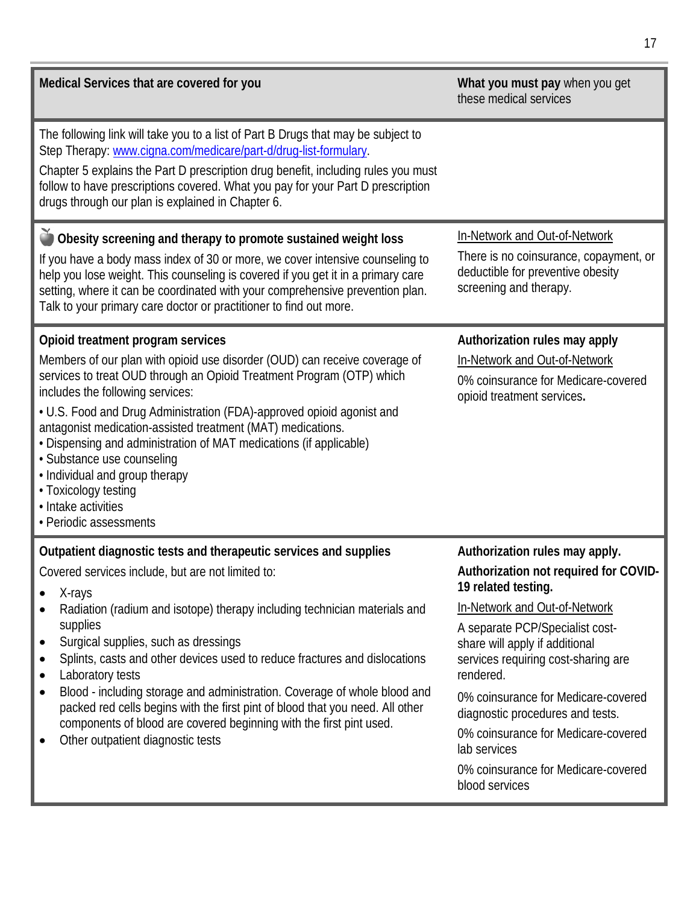| Medical Services that are covered for you | **What you must pay** when you get these medical services |
|---|---|
| The following link will take you to a list of Part B Drugs that may be subject to Step Therapy: [www.cigna.com/medicare/part-d/drug-list-formulary](http://www.cigna.com/medicare/part-d/drug-list-formulary).<br><br>Chapter 5 explains the Part D prescription drug benefit, including rules you must follow to have prescriptions covered. What you pay for your Part D prescription drugs through our plan is explained in Chapter 6. | |
| 🍎 **Obesity screening and therapy to promote sustained weight loss**<br><br>If you have a body mass index of 30 or more, we cover intensive counseling to help you lose weight. This counseling is covered if you get it in a primary care setting, where it can be coordinated with your comprehensive prevention plan. Talk to your primary care doctor or practitioner to find out more. | In-Network and Out-of-Network<br><br>There is no coinsurance, copayment, or deductible for preventive obesity screening and therapy. |
| **Opioid treatment program services**<br><br>Members of our plan with opioid use disorder (OUD) can receive coverage of services to treat OUD through an Opioid Treatment Program (OTP) which includes the following services:<br>• U.S. Food and Drug Administration (FDA)-approved opioid agonist and antagonist medication-assisted treatment (MAT) medications.<br>• Dispensing and administration of MAT medications (if applicable)<br>• Substance use counseling<br>• Individual and group therapy<br>• Toxicology testing<br>• Intake activities<br>• Periodic assessments | **Authorization rules may apply**<br><br>In-Network and Out-of-Network<br><br>0% coinsurance for Medicare-covered opioid treatment services**.** |
| **Outpatient diagnostic tests and therapeutic services and supplies**<br><br>Covered services include, but are not limited to:<br>• X-rays<br>• Radiation (radium and isotope) therapy including technician materials and supplies<br>• Surgical supplies, such as dressings<br>• Splints, casts and other devices used to reduce fractures and dislocations<br>• Laboratory tests<br>• Blood - including storage and administration. Coverage of whole blood and packed red cells begins with the first pint of blood that you need. All other components of blood are covered beginning with the first pint used.<br>• Other outpatient diagnostic tests | **Authorization rules may apply.**<br><br>**Authorization not required for COVID-19 related testing.**<br><br>In-Network and Out-of-Network<br><br>A separate PCP/Specialist cost-share will apply if additional services requiring cost-sharing are rendered.<br><br>0% coinsurance for Medicare-covered diagnostic procedures and tests.<br><br>0% coinsurance for Medicare-covered lab services<br><br>0% coinsurance for Medicare-covered blood services |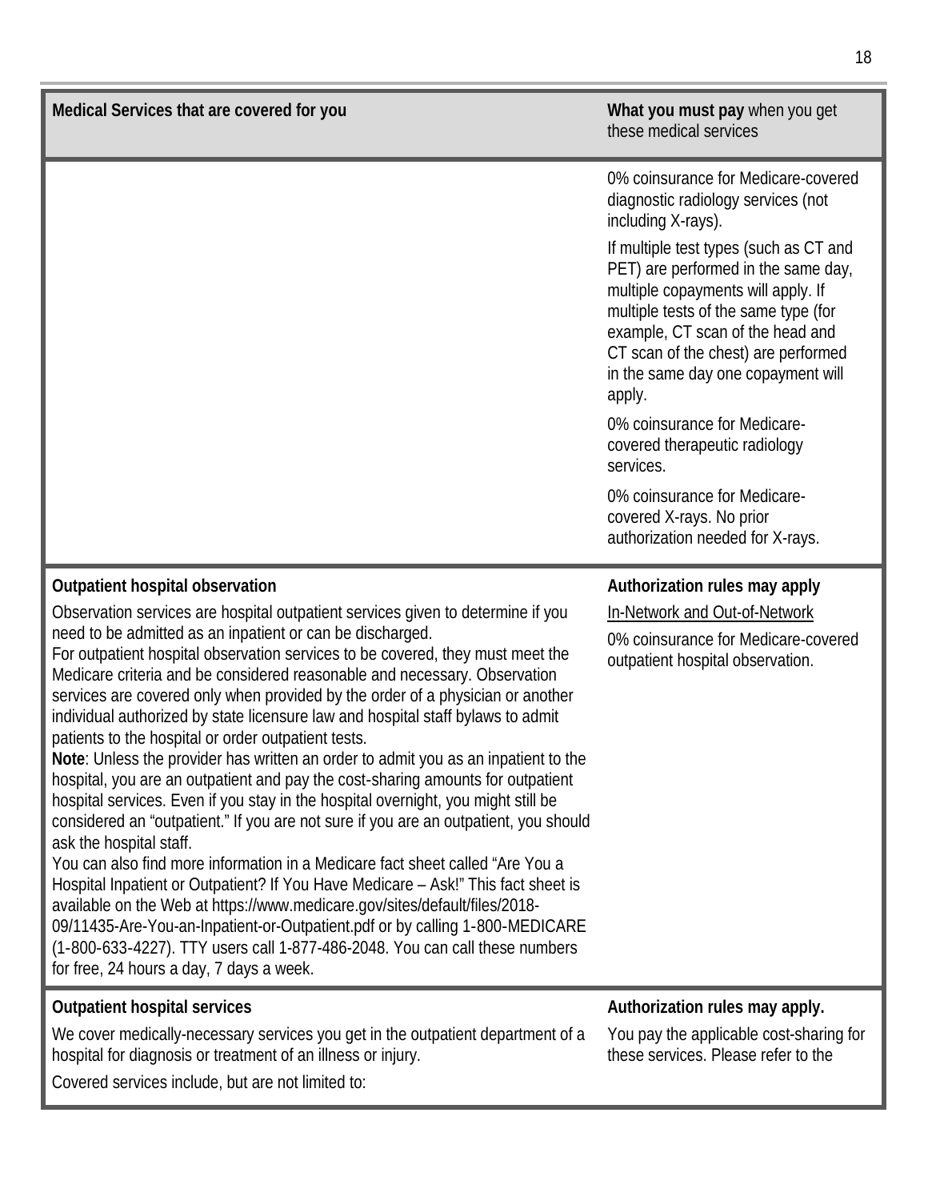| Medical Services that are covered for you | **What you must pay** when you get these medical services |
|---|---|
| | 0% coinsurance for Medicare-covered diagnostic radiology services (not including X-rays).<br><br>If multiple test types (such as CT and PET) are performed in the same day, multiple copayments will apply. If multiple tests of the same type (for example, CT scan of the head and CT scan of the chest) are performed in the same day one copayment will apply.<br><br>0% coinsurance for Medicare-covered therapeutic radiology services.<br><br>0% coinsurance for Medicare-covered X-rays. No prior authorization needed for X-rays. |
| **Outpatient hospital observation**<br><br>Observation services are hospital outpatient services given to determine if you need to be admitted as an inpatient or can be discharged.<br>For outpatient hospital observation services to be covered, they must meet the Medicare criteria and be considered reasonable and necessary. Observation services are covered only when provided by the order of a physician or another individual authorized by state licensure law and hospital staff bylaws to admit patients to the hospital or order outpatient tests.<br>**Note**: Unless the provider has written an order to admit you as an inpatient to the hospital, you are an outpatient and pay the cost-sharing amounts for outpatient hospital services. Even if you stay in the hospital overnight, you might still be considered an "outpatient." If you are not sure if you are an outpatient, you should ask the hospital staff.<br>You can also find more information in a Medicare fact sheet called "Are You a Hospital Inpatient or Outpatient? If You Have Medicare – Ask!" This fact sheet is available on the Web at https://www.medicare.gov/sites/default/files/2018-09/11435-Are-You-an-Inpatient-or-Outpatient.pdf or by calling 1-800-MEDICARE (1-800-633-4227). TTY users call 1-877-486-2048. You can call these numbers for free, 24 hours a day, 7 days a week. | **Authorization rules may apply**<br><br><u>In-Network and Out-of-Network</u><br><br>0% coinsurance for Medicare-covered outpatient hospital observation. |
| **Outpatient hospital services**<br><br>We cover medically-necessary services you get in the outpatient department of a hospital for diagnosis or treatment of an illness or injury.<br><br>Covered services include, but are not limited to: | **Authorization rules may apply.**<br><br>You pay the applicable cost-sharing for these services. Please refer to the |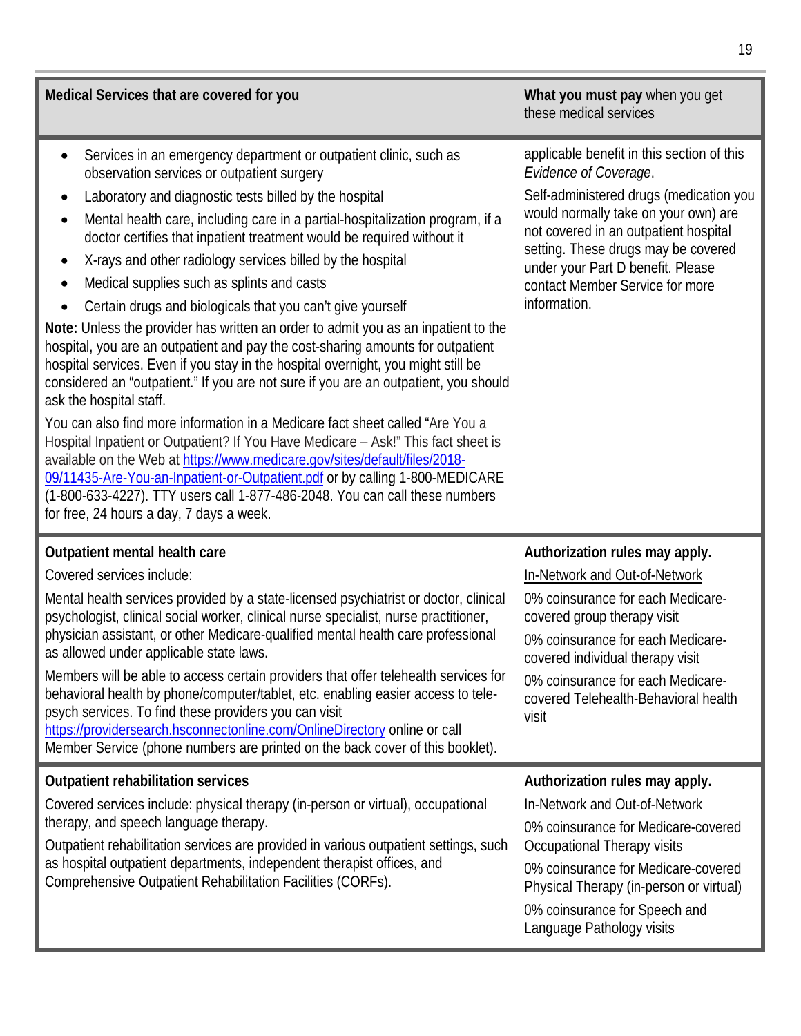| Medical Services that are covered for you | **What you must pay** when you get these medical services |
|---|---|
| • Services in an emergency department or outpatient clinic, such as observation services or outpatient surgery<br>• Laboratory and diagnostic tests billed by the hospital<br>• Mental health care, including care in a partial-hospitalization program, if a doctor certifies that inpatient treatment would be required without it<br>• X-rays and other radiology services billed by the hospital<br>• Medical supplies such as splints and casts<br>• Certain drugs and biologicals that you can't give yourself<br>**Note:** Unless the provider has written an order to admit you as an inpatient to the hospital, you are an outpatient and pay the cost-sharing amounts for outpatient hospital services. Even if you stay in the hospital overnight, you might still be considered an "outpatient." If you are not sure if you are an outpatient, you should ask the hospital staff.<br>You can also find more information in a Medicare fact sheet called "Are You a Hospital Inpatient or Outpatient? If You Have Medicare – Ask!" This fact sheet is available on the Web at https://www.medicare.gov/sites/default/files/2018-09/11435-Are-You-an-Inpatient-or-Outpatient.pdf or by calling 1-800-MEDICARE (1-800-633-4227). TTY users call 1-877-486-2048. You can call these numbers for free, 24 hours a day, 7 days a week. | applicable benefit in this section of this *Evidence of Coverage*.<br>Self-administered drugs (medication you would normally take on your own) are not covered in an outpatient hospital setting. These drugs may be covered under your Part D benefit. Please contact Member Service for more information. |
| **Outpatient mental health care**<br>Covered services include:<br>Mental health services provided by a state-licensed psychiatrist or doctor, clinical psychologist, clinical social worker, clinical nurse specialist, nurse practitioner, physician assistant, or other Medicare-qualified mental health care professional as allowed under applicable state laws.<br>Members will be able to access certain providers that offer telehealth services for behavioral health by phone/computer/tablet, etc. enabling easier access to tele-psych services. To find these providers you can visit https://providersearch.hsconnectonline.com/OnlineDirectory online or call Member Service (phone numbers are printed on the back cover of this booklet). | **Authorization rules may apply.**<br>In-Network and Out-of-Network<br>0% coinsurance for each Medicare-covered group therapy visit<br>0% coinsurance for each Medicare-covered individual therapy visit<br>0% coinsurance for each Medicare-covered Telehealth-Behavioral health visit |
| **Outpatient rehabilitation services**<br>Covered services include: physical therapy (in-person or virtual), occupational therapy, and speech language therapy.<br>Outpatient rehabilitation services are provided in various outpatient settings, such as hospital outpatient departments, independent therapist offices, and Comprehensive Outpatient Rehabilitation Facilities (CORFs). | **Authorization rules may apply.**<br>In-Network and Out-of-Network<br>0% coinsurance for Medicare-covered Occupational Therapy visits<br>0% coinsurance for Medicare-covered Physical Therapy (in-person or virtual)<br>0% coinsurance for Speech and Language Pathology visits |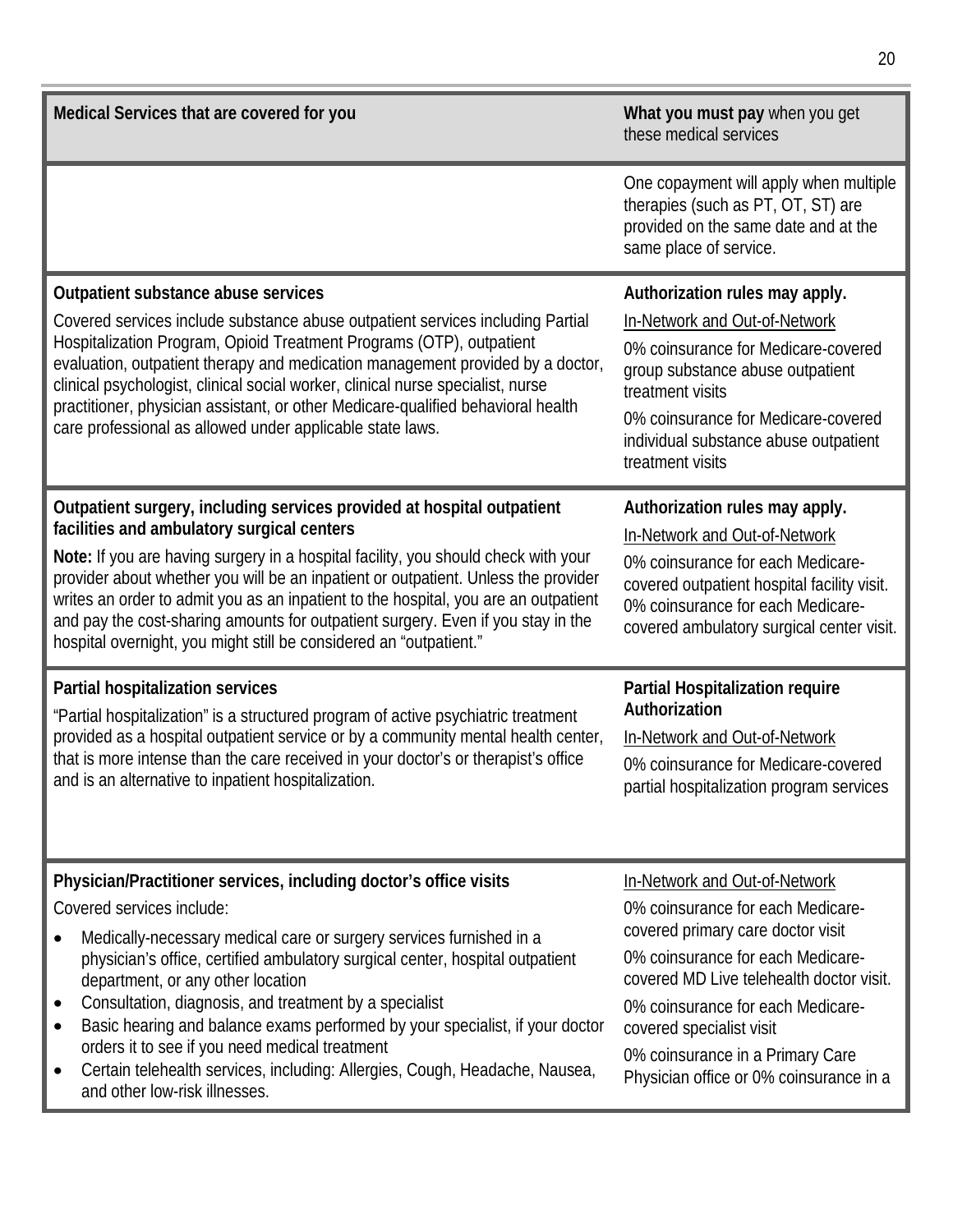| Medical Services that are covered for you | **What you must pay** when you get these medical services |
|---|---|
| | One copayment will apply when multiple therapies (such as PT, OT, ST) are provided on the same date and at the same place of service. |
| **Outpatient substance abuse services**<br><br>Covered services include substance abuse outpatient services including Partial Hospitalization Program, Opioid Treatment Programs (OTP), outpatient evaluation, outpatient therapy and medication management provided by a doctor, clinical psychologist, clinical social worker, clinical nurse specialist, nurse practitioner, physician assistant, or other Medicare-qualified behavioral health care professional as allowed under applicable state laws. | **Authorization rules may apply.**<br><br>In-Network and Out-of-Network<br><br>0% coinsurance for Medicare-covered group substance abuse outpatient treatment visits<br><br>0% coinsurance for Medicare-covered individual substance abuse outpatient treatment visits |
| **Outpatient surgery, including services provided at hospital outpatient facilities and ambulatory surgical centers**<br><br>**Note:** If you are having surgery in a hospital facility, you should check with your provider about whether you will be an inpatient or outpatient. Unless the provider writes an order to admit you as an inpatient to the hospital, you are an outpatient and pay the cost-sharing amounts for outpatient surgery. Even if you stay in the hospital overnight, you might still be considered an "outpatient." | **Authorization rules may apply.**<br><br>In-Network and Out-of-Network<br><br>0% coinsurance for each Medicare-covered outpatient hospital facility visit. 0% coinsurance for each Medicare-covered ambulatory surgical center visit. |
| **Partial hospitalization services**<br><br>"Partial hospitalization" is a structured program of active psychiatric treatment provided as a hospital outpatient service or by a community mental health center, that is more intense than the care received in your doctor's or therapist's office and is an alternative to inpatient hospitalization. | **Partial Hospitalization require Authorization**<br><br>In-Network and Out-of-Network<br><br>0% coinsurance for Medicare-covered partial hospitalization program services |
| **Physician/Practitioner services, including doctor's office visits**<br><br>Covered services include:<br><br>• Medically-necessary medical care or surgery services furnished in a physician's office, certified ambulatory surgical center, hospital outpatient department, or any other location<br>• Consultation, diagnosis, and treatment by a specialist<br>• Basic hearing and balance exams performed by your specialist, if your doctor orders it to see if you need medical treatment<br>• Certain telehealth services, including: Allergies, Cough, Headache, Nausea, and other low-risk illnesses. | In-Network and Out-of-Network<br><br>0% coinsurance for each Medicare-covered primary care doctor visit<br><br>0% coinsurance for each Medicare-covered MD Live telehealth doctor visit.<br><br>0% coinsurance for each Medicare-covered specialist visit<br><br>0% coinsurance in a Primary Care Physician office or 0% coinsurance in a |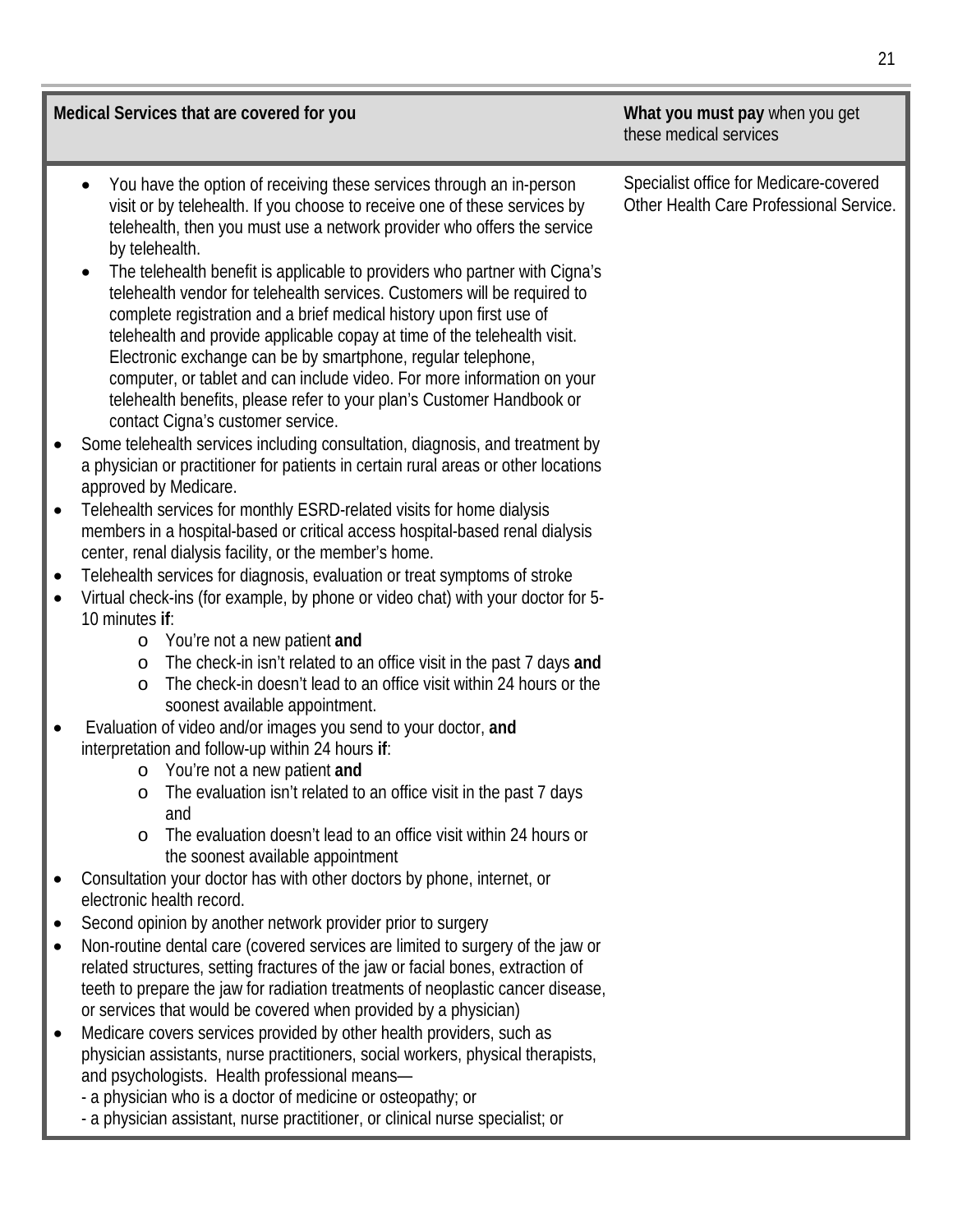| Medical Services that are covered for you | **What you must pay** when you get these medical services |
|---|---|
| <ul><li>You have the option of receiving these services through an in-person visit or by telehealth. If you choose to receive one of these services by telehealth, then you must use a network provider who offers the service by telehealth.</li><li>The telehealth benefit is applicable to providers who partner with Cigna's telehealth vendor for telehealth services. Customers will be required to complete registration and a brief medical history upon first use of telehealth and provide applicable copay at time of the telehealth visit. Electronic exchange can be by smartphone, regular telephone, computer, or tablet and can include video. For more information on your telehealth benefits, please refer to your plan's Customer Handbook or contact Cigna's customer service.</li></ul><ul><li>Some telehealth services including consultation, diagnosis, and treatment by a physician or practitioner for patients in certain rural areas or other locations approved by Medicare.</li><li>Telehealth services for monthly ESRD-related visits for home dialysis members in a hospital-based or critical access hospital-based renal dialysis center, renal dialysis facility, or the member's home.</li><li>Telehealth services for diagnosis, evaluation or treat symptoms of stroke</li><li>Virtual check-ins (for example, by phone or video chat) with your doctor for 5-10 minutes **if**:<ul><li>You're not a new patient **and**</li><li>The check-in isn't related to an office visit in the past 7 days **and**</li><li>The check-in doesn't lead to an office visit within 24 hours or the soonest available appointment.</li></ul></li><li>Evaluation of video and/or images you send to your doctor, **and** interpretation and follow-up within 24 hours **if**:<ul><li>You're not a new patient **and**</li><li>The evaluation isn't related to an office visit in the past 7 days and</li><li>The evaluation doesn't lead to an office visit within 24 hours or the soonest available appointment</li></ul></li><li>Consultation your doctor has with other doctors by phone, internet, or electronic health record.</li><li>Second opinion by another network provider prior to surgery</li><li>Non-routine dental care (covered services are limited to surgery of the jaw or related structures, setting fractures of the jaw or facial bones, extraction of teeth to prepare the jaw for radiation treatments of neoplastic cancer disease, or services that would be covered when provided by a physician)</li><li>Medicare covers services provided by other health providers, such as physician assistants, nurse practitioners, social workers, physical therapists, and psychologists. Health professional means—<br>- a physician who is a doctor of medicine or osteopathy; or<br>- a physician assistant, nurse practitioner, or clinical nurse specialist; or</li></ul> | Specialist office for Medicare-covered Other Health Care Professional Service. |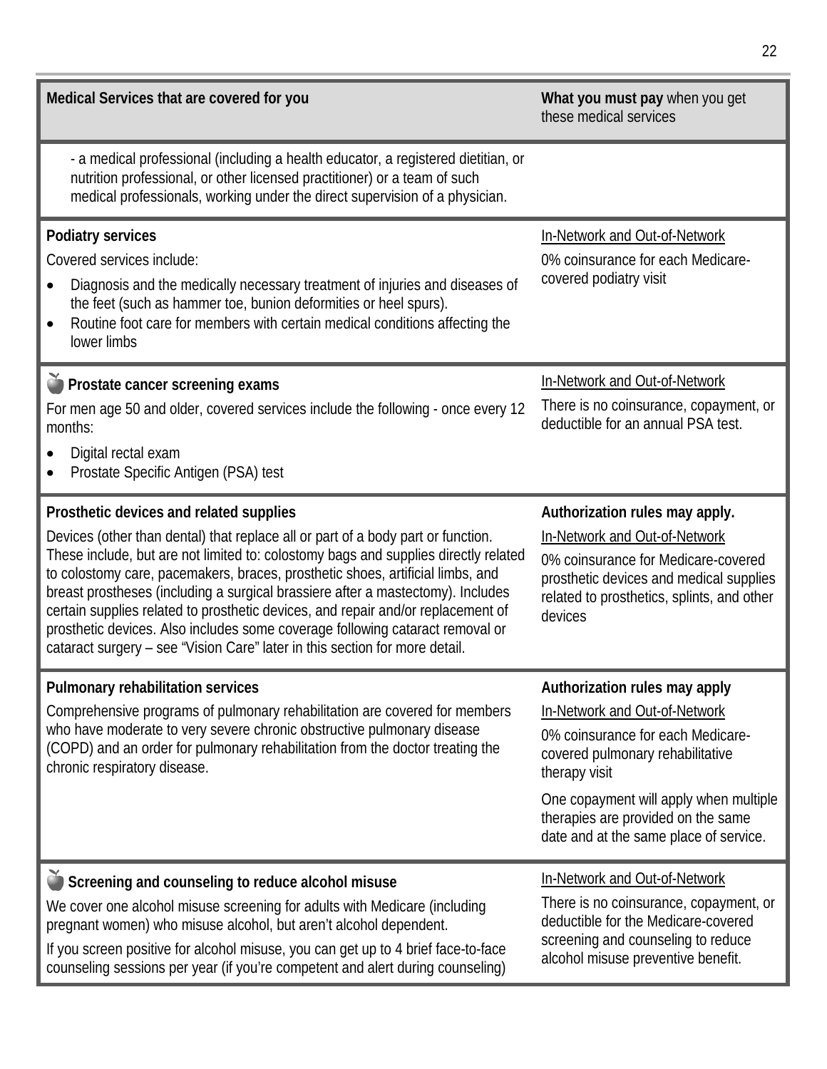| **Medical Services that are covered for you** | **What you must pay** when you get these medical services |
|---|---|
| - a medical professional (including a health educator, a registered dietitian, or nutrition professional, or other licensed practitioner) or a team of such medical professionals, working under the direct supervision of a physician. | |
| **Podiatry services**<br>Covered services include:<br>• Diagnosis and the medically necessary treatment of injuries and diseases of the feet (such as hammer toe, bunion deformities or heel spurs).<br>• Routine foot care for members with certain medical conditions affecting the lower limbs | In-Network and Out-of-Network<br>0% coinsurance for each Medicare-covered podiatry visit |
| **Prostate cancer screening exams**<br>For men age 50 and older, covered services include the following - once every 12 months:<br>• Digital rectal exam<br>• Prostate Specific Antigen (PSA) test | In-Network and Out-of-Network<br>There is no coinsurance, copayment, or deductible for an annual PSA test. |
| **Prosthetic devices and related supplies**<br>Devices (other than dental) that replace all or part of a body part or function. These include, but are not limited to: colostomy bags and supplies directly related to colostomy care, pacemakers, braces, prosthetic shoes, artificial limbs, and breast prostheses (including a surgical brassiere after a mastectomy). Includes certain supplies related to prosthetic devices, and repair and/or replacement of prosthetic devices. Also includes some coverage following cataract removal or cataract surgery – see "Vision Care" later in this section for more detail. | **Authorization rules may apply.**<br>In-Network and Out-of-Network<br>0% coinsurance for Medicare-covered prosthetic devices and medical supplies related to prosthetics, splints, and other devices |
| **Pulmonary rehabilitation services**<br>Comprehensive programs of pulmonary rehabilitation are covered for members who have moderate to very severe chronic obstructive pulmonary disease (COPD) and an order for pulmonary rehabilitation from the doctor treating the chronic respiratory disease. | **Authorization rules may apply**<br>In-Network and Out-of-Network<br>0% coinsurance for each Medicare-covered pulmonary rehabilitative therapy visit<br>One copayment will apply when multiple therapies are provided on the same date and at the same place of service. |
| **Screening and counseling to reduce alcohol misuse**<br>We cover one alcohol misuse screening for adults with Medicare (including pregnant women) who misuse alcohol, but aren't alcohol dependent.<br>If you screen positive for alcohol misuse, you can get up to 4 brief face-to-face counseling sessions per year (if you're competent and alert during counseling) | In-Network and Out-of-Network<br>There is no coinsurance, copayment, or deductible for the Medicare-covered screening and counseling to reduce alcohol misuse preventive benefit. |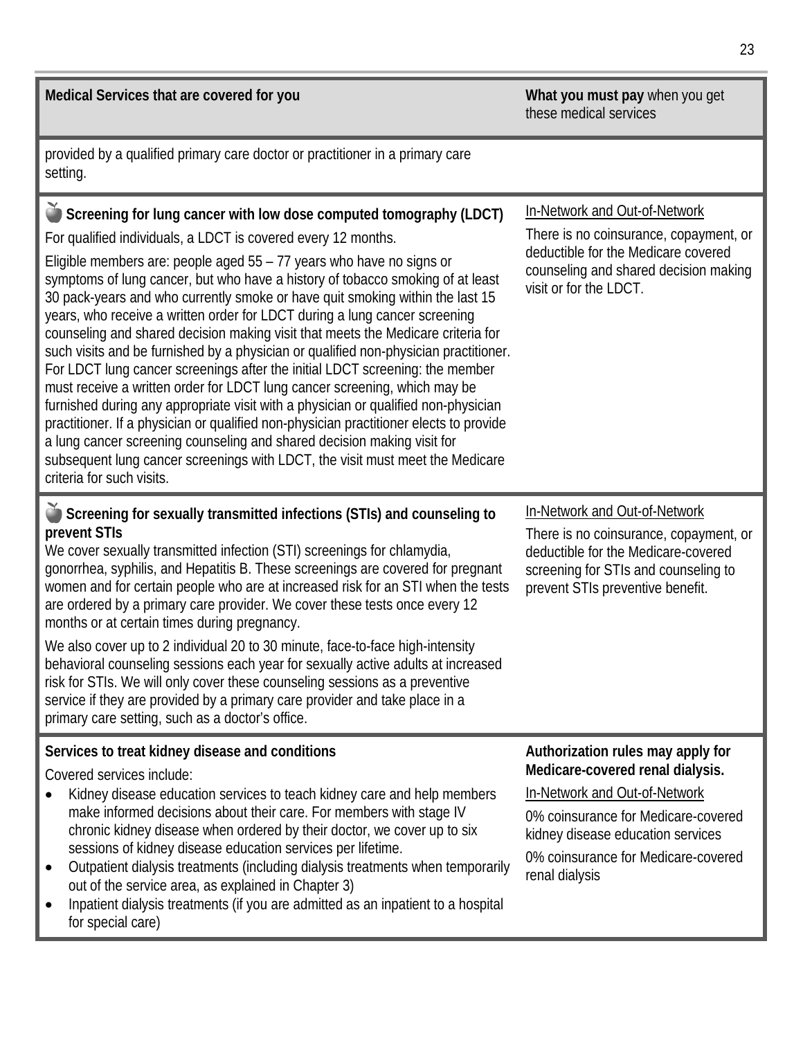| Medical Services that are covered for you | What you must pay when you get these medical services |
|---|---|
| provided by a qualified primary care doctor or practitioner in a primary care setting. | |
| 🍎 **Screening for lung cancer with low dose computed tomography (LDCT)**<br>For qualified individuals, a LDCT is covered every 12 months.<br>Eligible members are: people aged 55 – 77 years who have no signs or symptoms of lung cancer, but who have a history of tobacco smoking of at least 30 pack-years and who currently smoke or have quit smoking within the last 15 years, who receive a written order for LDCT during a lung cancer screening counseling and shared decision making visit that meets the Medicare criteria for such visits and be furnished by a physician or qualified non-physician practitioner.<br>For LDCT lung cancer screenings after the initial LDCT screening: the member must receive a written order for LDCT lung cancer screening, which may be furnished during any appropriate visit with a physician or qualified non-physician practitioner. If a physician or qualified non-physician practitioner elects to provide a lung cancer screening counseling and shared decision making visit for subsequent lung cancer screenings with LDCT, the visit must meet the Medicare criteria for such visits. | In-Network and Out-of-Network<br>There is no coinsurance, copayment, or deductible for the Medicare covered counseling and shared decision making visit or for the LDCT. |
| 🍎 **Screening for sexually transmitted infections (STIs) and counseling to prevent STIs**<br>We cover sexually transmitted infection (STI) screenings for chlamydia, gonorrhea, syphilis, and Hepatitis B. These screenings are covered for pregnant women and for certain people who are at increased risk for an STI when the tests are ordered by a primary care provider. We cover these tests once every 12 months or at certain times during pregnancy.<br>We also cover up to 2 individual 20 to 30 minute, face-to-face high-intensity behavioral counseling sessions each year for sexually active adults at increased risk for STIs. We will only cover these counseling sessions as a preventive service if they are provided by a primary care provider and take place in a primary care setting, such as a doctor's office. | In-Network and Out-of-Network<br>There is no coinsurance, copayment, or deductible for the Medicare-covered screening for STIs and counseling to prevent STIs preventive benefit. |
| **Services to treat kidney disease and conditions**<br>Covered services include:<br>• Kidney disease education services to teach kidney care and help members make informed decisions about their care. For members with stage IV chronic kidney disease when ordered by their doctor, we cover up to six sessions of kidney disease education services per lifetime.<br>• Outpatient dialysis treatments (including dialysis treatments when temporarily out of the service area, as explained in Chapter 3)<br>• Inpatient dialysis treatments (if you are admitted as an inpatient to a hospital for special care) | **Authorization rules may apply for Medicare-covered renal dialysis.**<br>In-Network and Out-of-Network<br>0% coinsurance for Medicare-covered kidney disease education services<br>0% coinsurance for Medicare-covered renal dialysis |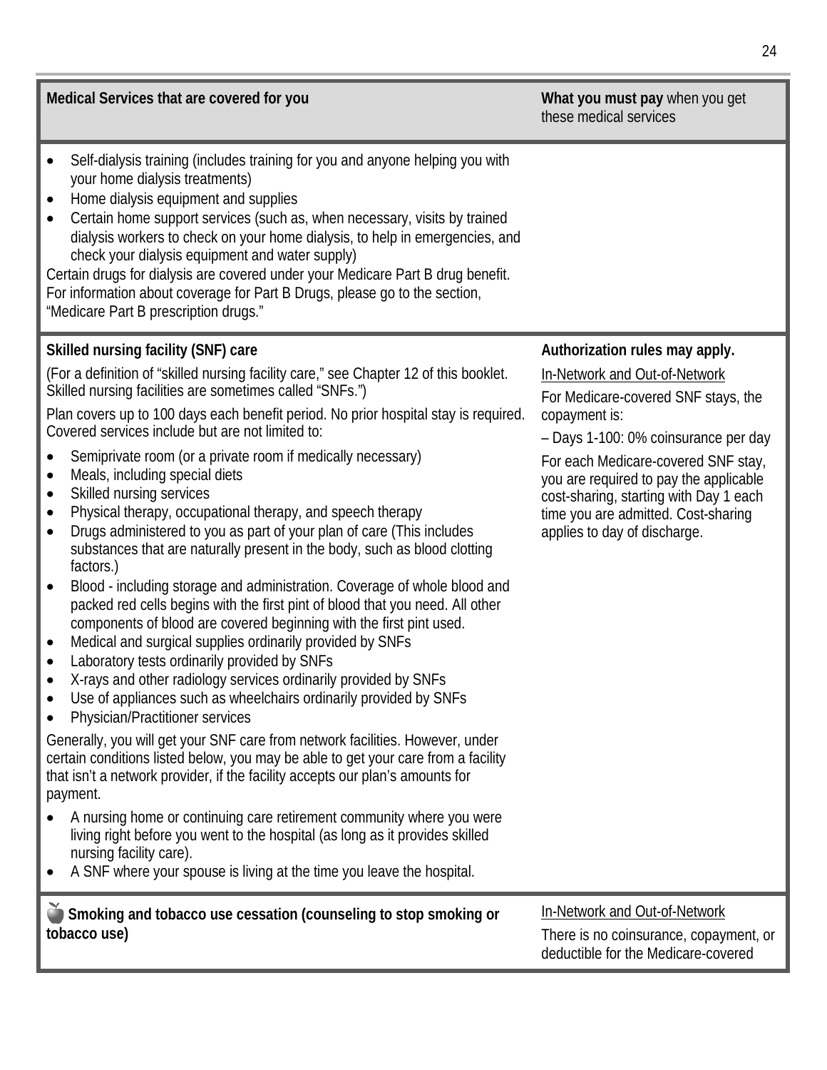| Medical Services that are covered for you | **What you must pay** when you get these medical services |
|---|---|
| • Self-dialysis training (includes training for you and anyone helping you with your home dialysis treatments)<br>• Home dialysis equipment and supplies<br>• Certain home support services (such as, when necessary, visits by trained dialysis workers to check on your home dialysis, to help in emergencies, and check your dialysis equipment and water supply)<br>Certain drugs for dialysis are covered under your Medicare Part B drug benefit. For information about coverage for Part B Drugs, please go to the section, "Medicare Part B prescription drugs." | |
| **Skilled nursing facility (SNF) care**<br>(For a definition of "skilled nursing facility care," see Chapter 12 of this booklet. Skilled nursing facilities are sometimes called "SNFs.")<br>Plan covers up to 100 days each benefit period. No prior hospital stay is required. Covered services include but are not limited to:<br>• Semiprivate room (or a private room if medically necessary)<br>• Meals, including special diets<br>• Skilled nursing services<br>• Physical therapy, occupational therapy, and speech therapy<br>• Drugs administered to you as part of your plan of care (This includes substances that are naturally present in the body, such as blood clotting factors.)<br>• Blood - including storage and administration. Coverage of whole blood and packed red cells begins with the first pint of blood that you need. All other components of blood are covered beginning with the first pint used.<br>• Medical and surgical supplies ordinarily provided by SNFs<br>• Laboratory tests ordinarily provided by SNFs<br>• X-rays and other radiology services ordinarily provided by SNFs<br>• Use of appliances such as wheelchairs ordinarily provided by SNFs<br>• Physician/Practitioner services<br>Generally, you will get your SNF care from network facilities. However, under certain conditions listed below, you may be able to get your care from a facility that isn't a network provider, if the facility accepts our plan's amounts for payment.<br>• A nursing home or continuing care retirement community where you were living right before you went to the hospital (as long as it provides skilled nursing facility care).<br>• A SNF where your spouse is living at the time you leave the hospital. | **Authorization rules may apply.**<br>In-Network and Out-of-Network<br>For Medicare-covered SNF stays, the copayment is:<br>– Days 1-100: 0% coinsurance per day<br>For each Medicare-covered SNF stay, you are required to pay the applicable cost-sharing, starting with Day 1 each time you are admitted. Cost-sharing applies to day of discharge. |
| **Smoking and tobacco use cessation (counseling to stop smoking or tobacco use)** | In-Network and Out-of-Network<br>There is no coinsurance, copayment, or deductible for the Medicare-covered |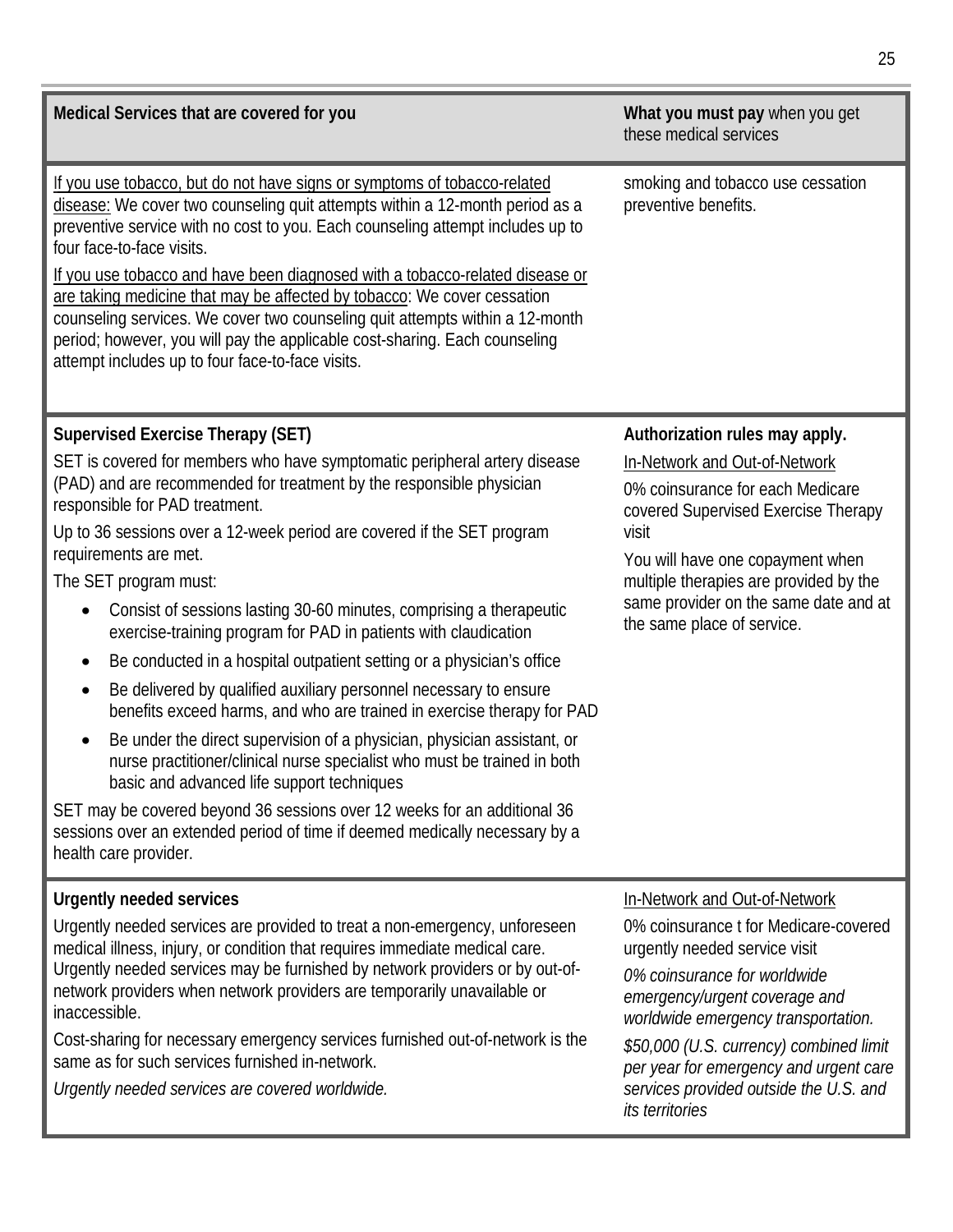| Medical Services that are covered for you | **What you must pay** when you get these medical services |
|---|---|
| If you use tobacco, but do not have signs or symptoms of tobacco-related disease: We cover two counseling quit attempts within a 12-month period as a preventive service with no cost to you. Each counseling attempt includes up to four face-to-face visits.<br><br>If you use tobacco and have been diagnosed with a tobacco-related disease or are taking medicine that may be affected by tobacco: We cover cessation counseling services. We cover two counseling quit attempts within a 12-month period; however, you will pay the applicable cost-sharing. Each counseling attempt includes up to four face-to-face visits. | smoking and tobacco use cessation preventive benefits. |
| **Supervised Exercise Therapy (SET)**<br><br>SET is covered for members who have symptomatic peripheral artery disease (PAD) and are recommended for treatment by the responsible physician responsible for PAD treatment.<br><br>Up to 36 sessions over a 12-week period are covered if the SET program requirements are met.<br><br>The SET program must:<br><br>• Consist of sessions lasting 30-60 minutes, comprising a therapeutic exercise-training program for PAD in patients with claudication<br>• Be conducted in a hospital outpatient setting or a physician's office<br>• Be delivered by qualified auxiliary personnel necessary to ensure benefits exceed harms, and who are trained in exercise therapy for PAD<br>• Be under the direct supervision of a physician, physician assistant, or nurse practitioner/clinical nurse specialist who must be trained in both basic and advanced life support techniques<br><br>SET may be covered beyond 36 sessions over 12 weeks for an additional 36 sessions over an extended period of time if deemed medically necessary by a health care provider. | **Authorization rules may apply.**<br><br>In-Network and Out-of-Network<br><br>0% coinsurance for each Medicare covered Supervised Exercise Therapy visit<br><br>You will have one copayment when multiple therapies are provided by the same provider on the same date and at the same place of service. |
| **Urgently needed services**<br><br>Urgently needed services are provided to treat a non-emergency, unforeseen medical illness, injury, or condition that requires immediate medical care. Urgently needed services may be furnished by network providers or by out-of-network providers when network providers are temporarily unavailable or inaccessible.<br><br>Cost-sharing for necessary emergency services furnished out-of-network is the same as for such services furnished in-network.<br><br>*Urgently needed services are covered worldwide.* | In-Network and Out-of-Network<br><br>0% coinsurance t for Medicare-covered urgently needed service visit<br><br>*0% coinsurance for worldwide emergency/urgent coverage and worldwide emergency transportation.*<br><br>*$50,000 (U.S. currency) combined limit per year for emergency and urgent care services provided outside the U.S. and its territories* |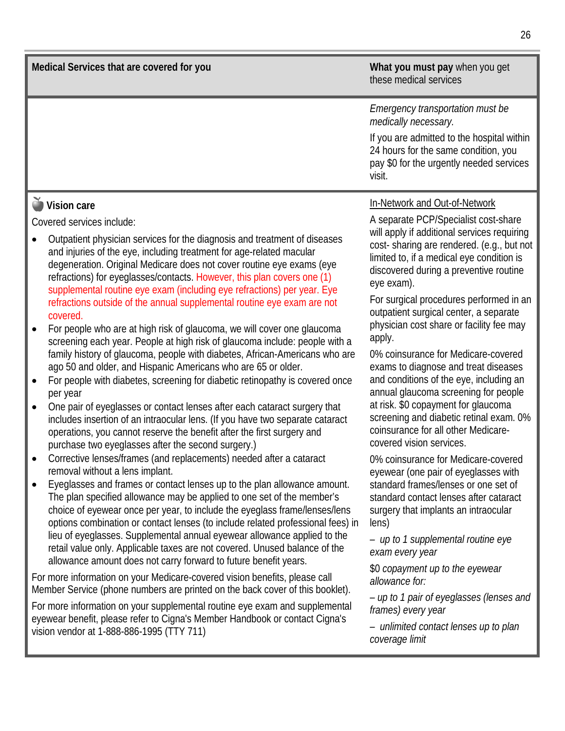| Medical Services that are covered for you | **What you must pay** when you get these medical services |
|---|---|
| | *Emergency transportation must be medically necessary.*<br><br>If you are admitted to the hospital within 24 hours for the same condition, you pay $0 for the urgently needed services visit. |
| **Vision care**<br><br>Covered services include:<br><br>• Outpatient physician services for the diagnosis and treatment of diseases and injuries of the eye, including treatment for age-related macular degeneration. Original Medicare does not cover routine eye exams (eye refractions) for eyeglasses/contacts. However, this plan covers one (1) supplemental routine eye exam (including eye refractions) per year. Eye refractions outside of the annual supplemental routine eye exam are not covered.<br>• For people who are at high risk of glaucoma, we will cover one glaucoma screening each year. People at high risk of glaucoma include: people with a family history of glaucoma, people with diabetes, African-Americans who are ago 50 and older, and Hispanic Americans who are 65 or older.<br>• For people with diabetes, screening for diabetic retinopathy is covered once per year<br>• One pair of eyeglasses or contact lenses after each cataract surgery that includes insertion of an intraocular lens. (If you have two separate cataract operations, you cannot reserve the benefit after the first surgery and purchase two eyeglasses after the second surgery.)<br>• Corrective lenses/frames (and replacements) needed after a cataract removal without a lens implant.<br>• Eyeglasses and frames or contact lenses up to the plan allowance amount. The plan specified allowance may be applied to one set of the member's choice of eyewear once per year, to include the eyeglass frame/lenses/lens options combination or contact lenses (to include related professional fees) in lieu of eyeglasses. Supplemental annual eyewear allowance applied to the retail value only. Applicable taxes are not covered. Unused balance of the allowance amount does not carry forward to future benefit years.<br><br>For more information on your Medicare-covered vision benefits, please call Member Service (phone numbers are printed on the back cover of this booklet).<br><br>For more information on your supplemental routine eye exam and supplemental eyewear benefit, please refer to Cigna's Member Handbook or contact Cigna's vision vendor at 1-888-886-1995 (TTY 711) | <u>In-Network and Out-of-Network</u><br><br>A separate PCP/Specialist cost-share will apply if additional services requiring cost- sharing are rendered. (e.g., but not limited to, if a medical eye condition is discovered during a preventive routine eye exam).<br><br>For surgical procedures performed in an outpatient surgical center, a separate physician cost share or facility fee may apply.<br><br>0% coinsurance for Medicare-covered exams to diagnose and treat diseases and conditions of the eye, including an annual glaucoma screening for people at risk. $0 copayment for glaucoma screening and diabetic retinal exam. 0% coinsurance for all other Medicare-covered vision services.<br><br>0% coinsurance for Medicare-covered eyewear (one pair of eyeglasses with standard frames/lenses or one set of standard contact lenses after cataract surgery that implants an intraocular lens)<br><br>*– up to 1 supplemental routine eye exam every year*<br><br>$0 *copayment up to the eyewear allowance for:*<br><br>*– up to 1 pair of eyeglasses (lenses and frames) every year*<br><br>*– unlimited contact lenses up to plan coverage limit* |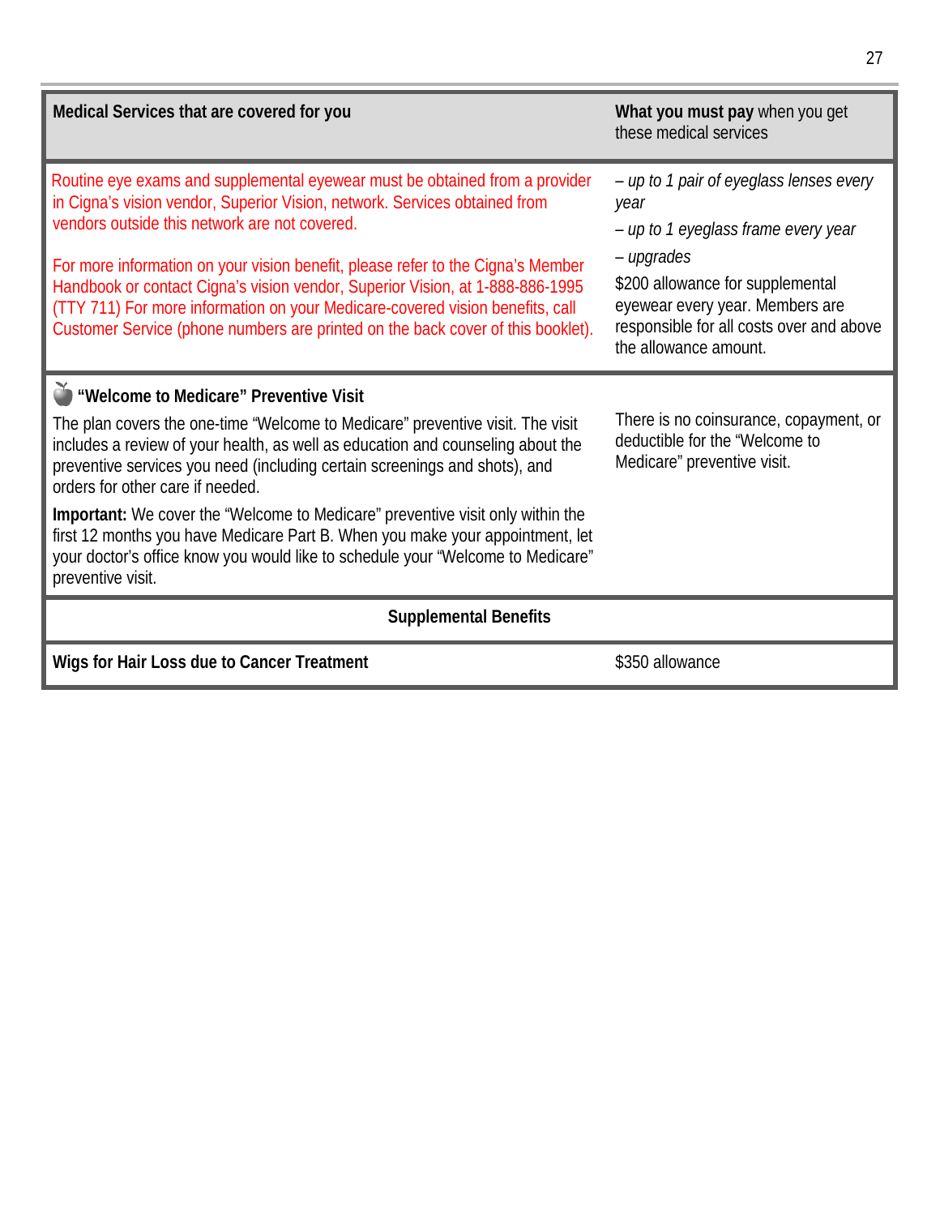| **Medical Services that are covered for you** | **What you must pay** when you get these medical services |
|---|---|
| Routine eye exams and supplemental eyewear must be obtained from a provider in Cigna's vision vendor, Superior Vision, network. Services obtained from vendors outside this network are not covered.<br><br>For more information on your vision benefit, please refer to the Cigna's Member Handbook or contact Cigna's vision vendor, Superior Vision, at 1-888-886-1995 (TTY 711) For more information on your Medicare-covered vision benefits, call Customer Service (phone numbers are printed on the back cover of this booklet). | *– up to 1 pair of eyeglass lenses every year*<br><br>*– up to 1 eyeglass frame every year*<br><br>*– upgrades*<br><br>$200 allowance for supplemental eyewear every year. Members are responsible for all costs over and above the allowance amount. |
| **"Welcome to Medicare" Preventive Visit**<br><br>The plan covers the one-time "Welcome to Medicare" preventive visit. The visit includes a review of your health, as well as education and counseling about the preventive services you need (including certain screenings and shots), and orders for other care if needed.<br><br>**Important:** We cover the "Welcome to Medicare" preventive visit only within the first 12 months you have Medicare Part B. When you make your appointment, let your doctor's office know you would like to schedule your "Welcome to Medicare" preventive visit. | There is no coinsurance, copayment, or deductible for the "Welcome to Medicare" preventive visit. |
| **Supplemental Benefits** | |
| **Wigs for Hair Loss due to Cancer Treatment** | $350 allowance |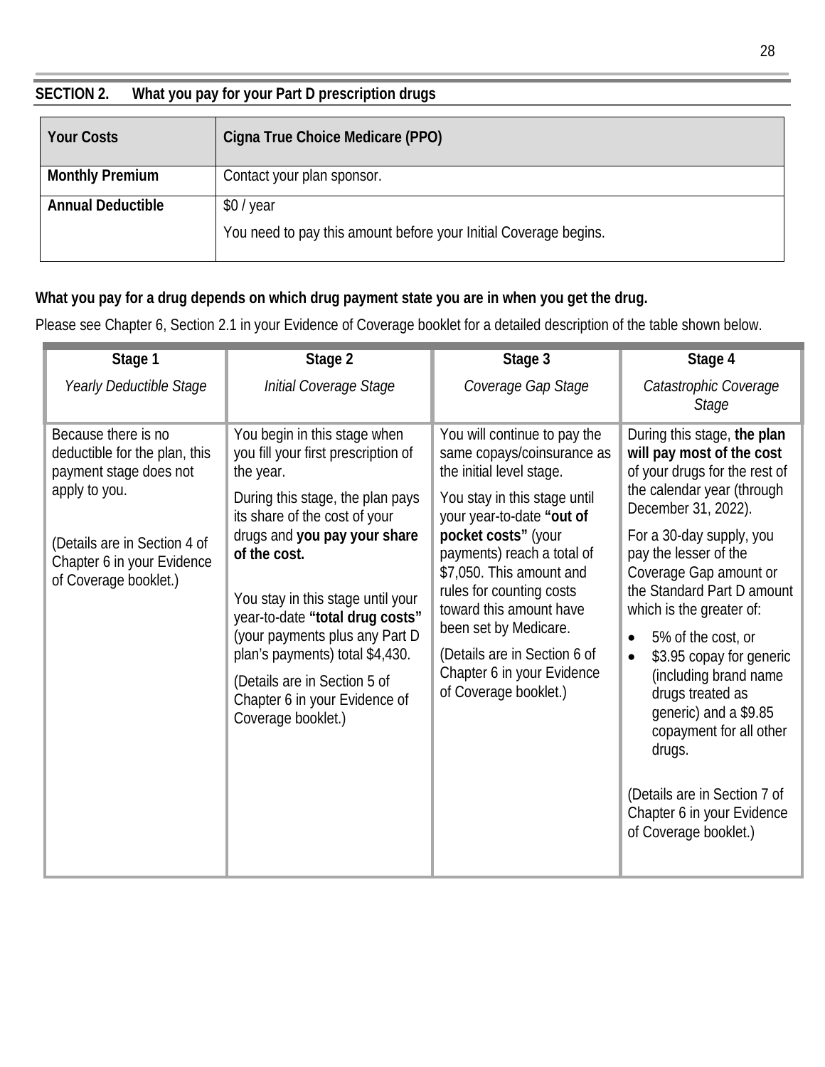## SECTION 2. What you pay for your Part D prescription drugs

| Your Costs | Cigna True Choice Medicare (PPO) |
|---|---|
| **Monthly Premium** | Contact your plan sponsor. |
| **Annual Deductible** | $0 / year<br>You need to pay this amount before your Initial Coverage begins. |

**What you pay for a drug depends on which drug payment state you are in when you get the drug.**

Please see Chapter 6, Section 2.1 in your Evidence of Coverage booklet for a detailed description of the table shown below.

| Stage 1<br>*Yearly Deductible Stage* | Stage 2<br>*Initial Coverage Stage* | Stage 3<br>*Coverage Gap Stage* | Stage 4<br>*Catastrophic Coverage Stage* |
|---|---|---|---|
| Because there is no deductible for the plan, this payment stage does not apply to you.<br><br>(Details are in Section 4 of Chapter 6 in your Evidence of Coverage booklet.) | You begin in this stage when you fill your first prescription of the year.<br><br>During this stage, the plan pays its share of the cost of your drugs and **you pay your share of the cost.**<br><br>You stay in this stage until your year-to-date **"total drug costs"** (your payments plus any Part D plan's payments) total $4,430.<br><br>(Details are in Section 5 of Chapter 6 in your Evidence of Coverage booklet.) | You will continue to pay the same copays/coinsurance as the initial level stage.<br><br>You stay in this stage until your year-to-date **"out of pocket costs"** (your payments) reach a total of $7,050. This amount and rules for counting costs toward this amount have been set by Medicare.<br><br>(Details are in Section 6 of Chapter 6 in your Evidence of Coverage booklet.) | During this stage, **the plan will pay most of the cost** of your drugs for the rest of the calendar year (through December 31, 2022).<br><br>For a 30-day supply, you pay the lesser of the Coverage Gap amount or the Standard Part D amount which is the greater of:<br><br>• 5% of the cost, or<br>• $3.95 copay for generic (including brand name drugs treated as generic) and a $9.85 copayment for all other drugs.<br><br>(Details are in Section 7 of Chapter 6 in your Evidence of Coverage booklet.) |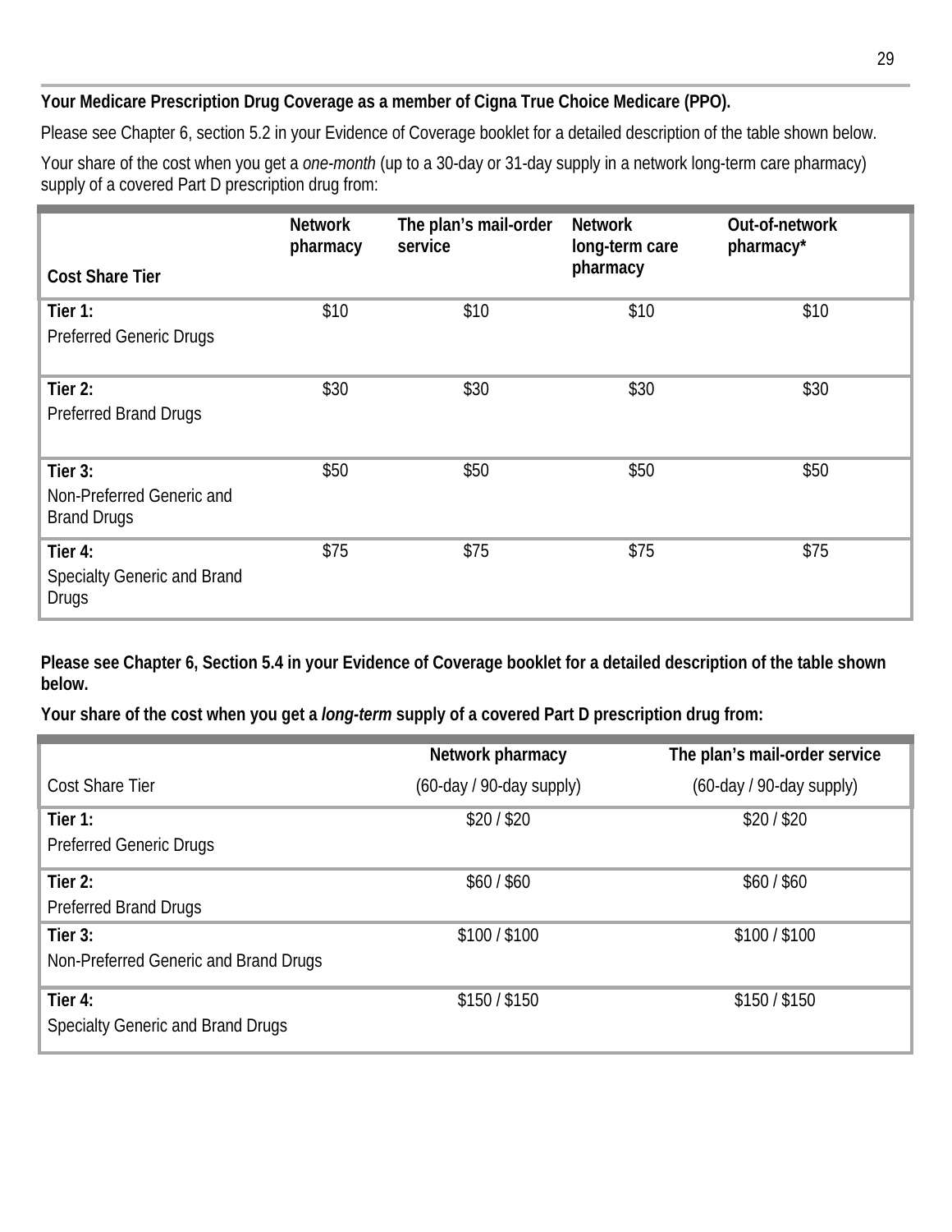**Your Medicare Prescription Drug Coverage as a member of Cigna True Choice Medicare (PPO).**

Please see Chapter 6, section 5.2 in your Evidence of Coverage booklet for a detailed description of the table shown below.

Your share of the cost when you get a *one-month* (up to a 30-day or 31-day supply in a network long-term care pharmacy) supply of a covered Part D prescription drug from:

| **Cost Share Tier** | **Network pharmacy** | **The plan's mail-order service** | **Network long-term care pharmacy** | **Out-of-network pharmacy*** |
|---|---|---|---|---|
| **Tier 1:** Preferred Generic Drugs | $10 | $10 | $10 | $10 |
| **Tier 2:** Preferred Brand Drugs | $30 | $30 | $30 | $30 |
| **Tier 3:** Non-Preferred Generic and Brand Drugs | $50 | $50 | $50 | $50 |
| **Tier 4:** Specialty Generic and Brand Drugs | $75 | $75 | $75 | $75 |

**Please see Chapter 6, Section 5.4 in your Evidence of Coverage booklet for a detailed description of the table shown below.**

**Your share of the cost when you get a *long-term* supply of a covered Part D prescription drug from:**

| Cost Share Tier | **Network pharmacy** (60-day / 90-day supply) | **The plan's mail-order service** (60-day / 90-day supply) |
|---|---|---|
| **Tier 1:** Preferred Generic Drugs | $20 / $20 | $20 / $20 |
| **Tier 2:** Preferred Brand Drugs | $60 / $60 | $60 / $60 |
| **Tier 3:** Non-Preferred Generic and Brand Drugs | $100 / $100 | $100 / $100 |
| **Tier 4:** Specialty Generic and Brand Drugs | $150 / $150 | $150 / $150 |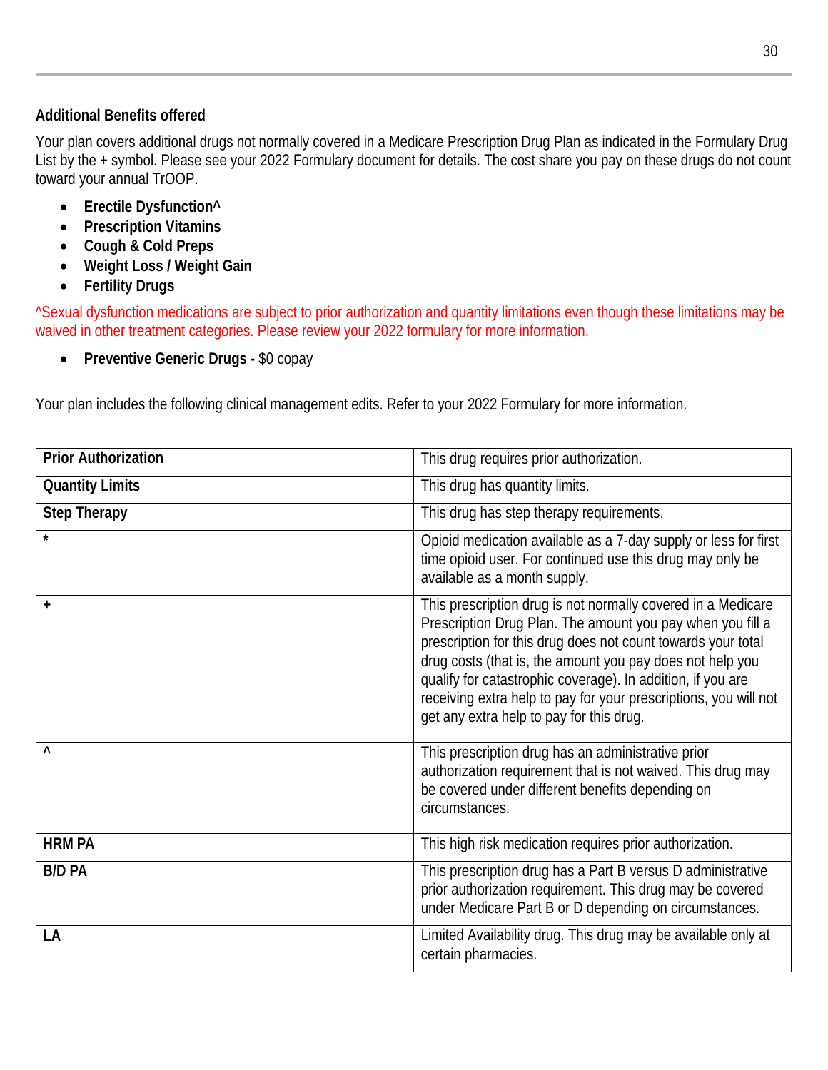**Additional Benefits offered**

Your plan covers additional drugs not normally covered in a Medicare Prescription Drug Plan as indicated in the Formulary Drug List by the + symbol. Please see your 2022 Formulary document for details. The cost share you pay on these drugs do not count toward your annual TrOOP.

- **Erectile Dysfunction^**
- **Prescription Vitamins**
- **Cough & Cold Preps**
- **Weight Loss / Weight Gain**
- **Fertility Drugs**

^Sexual dysfunction medications are subject to prior authorization and quantity limitations even though these limitations may be waived in other treatment categories. Please review your 2022 formulary for more information.

- **Preventive Generic Drugs -** $0 copay

Your plan includes the following clinical management edits. Refer to your 2022 Formulary for more information.

| | |
|---|---|
| **Prior Authorization** | This drug requires prior authorization. |
| **Quantity Limits** | This drug has quantity limits. |
| **Step Therapy** | This drug has step therapy requirements. |
| * | Opioid medication available as a 7-day supply or less for first time opioid user. For continued use this drug may only be available as a month supply. |
| + | This prescription drug is not normally covered in a Medicare Prescription Drug Plan. The amount you pay when you fill a prescription for this drug does not count towards your total drug costs (that is, the amount you pay does not help you qualify for catastrophic coverage). In addition, if you are receiving extra help to pay for your prescriptions, you will not get any extra help to pay for this drug. |
| ^ | This prescription drug has an administrative prior authorization requirement that is not waived. This drug may be covered under different benefits depending on circumstances. |
| **HRM PA** | This high risk medication requires prior authorization. |
| **B/D PA** | This prescription drug has a Part B versus D administrative prior authorization requirement. This drug may be covered under Medicare Part B or D depending on circumstances. |
| **LA** | Limited Availability drug. This drug may be available only at certain pharmacies. |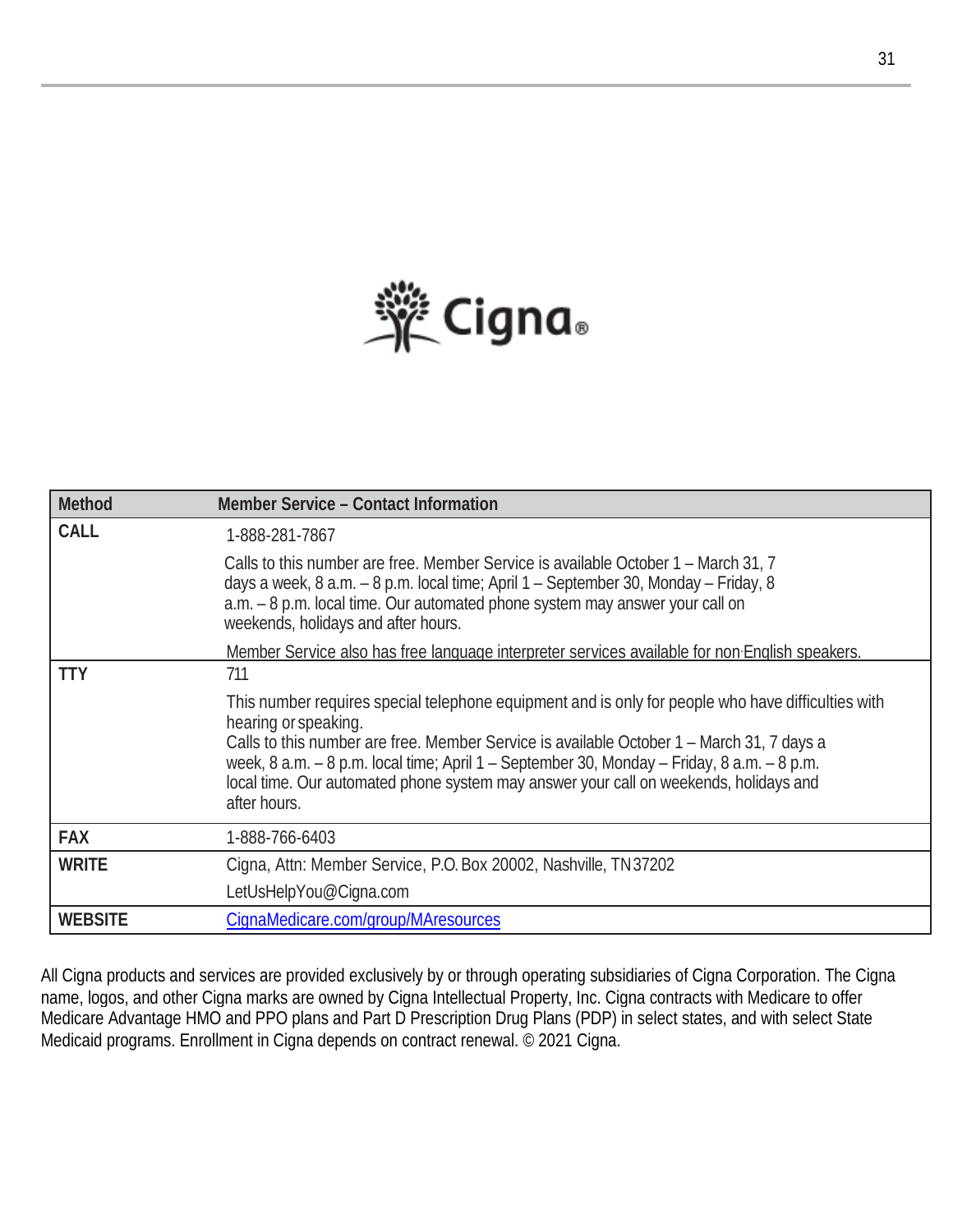Cigna

| Method | Member Service – Contact Information |
|---|---|
| **CALL** | 1-888-281-7867<br><br>Calls to this number are free. Member Service is available October 1 – March 31, 7 days a week, 8 a.m. – 8 p.m. local time; April 1 – September 30, Monday – Friday, 8 a.m. – 8 p.m. local time. Our automated phone system may answer your call on weekends, holidays and after hours.<br><br>Member Service also has free language interpreter services available for non-English speakers. |
| **TTY** | 711<br><br>This number requires special telephone equipment and is only for people who have difficulties with hearing or speaking.<br>Calls to this number are free. Member Service is available October 1 – March 31, 7 days a week, 8 a.m. – 8 p.m. local time; April 1 – September 30, Monday – Friday, 8 a.m. – 8 p.m. local time. Our automated phone system may answer your call on weekends, holidays and after hours. |
| **FAX** | 1-888-766-6403 |
| **WRITE** | Cigna, Attn: Member Service, P.O. Box 20002, Nashville, TN 37202<br><br>LetUsHelpYou@Cigna.com |
| **WEBSITE** | CignaMedicare.com/group/MAresources |

All Cigna products and services are provided exclusively by or through operating subsidiaries of Cigna Corporation. The Cigna name, logos, and other Cigna marks are owned by Cigna Intellectual Property, Inc. Cigna contracts with Medicare to offer Medicare Advantage HMO and PPO plans and Part D Prescription Drug Plans (PDP) in select states, and with select State Medicaid programs. Enrollment in Cigna depends on contract renewal. © 2021 Cigna.